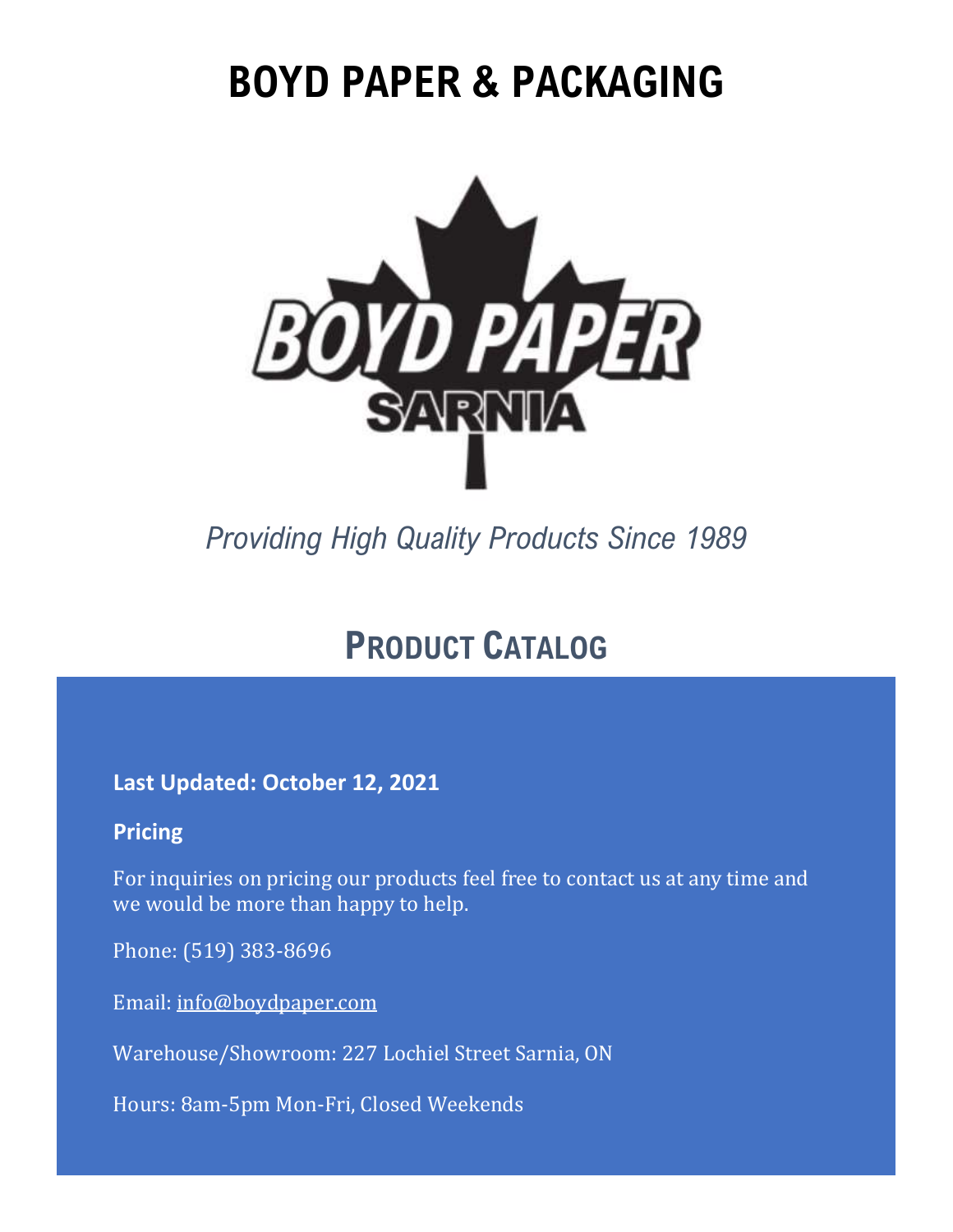# BOYD PAPER & PACKAGING

*Providing High Quality Products Since 1989*

## PRODUCT CATALOG

**Last Updated: October 12, 2021**

**Pricing**

For inquiries on pricing our products feel free to contact us at any time and we would be more than happy to help.

Phone: (519) 383-8696

Email: info@boydpaper.com

Warehouse/Showroom: 227 Lochiel Street Sarnia, ON

Hours: 8am-5pm Mon-Fri, Closed Weekends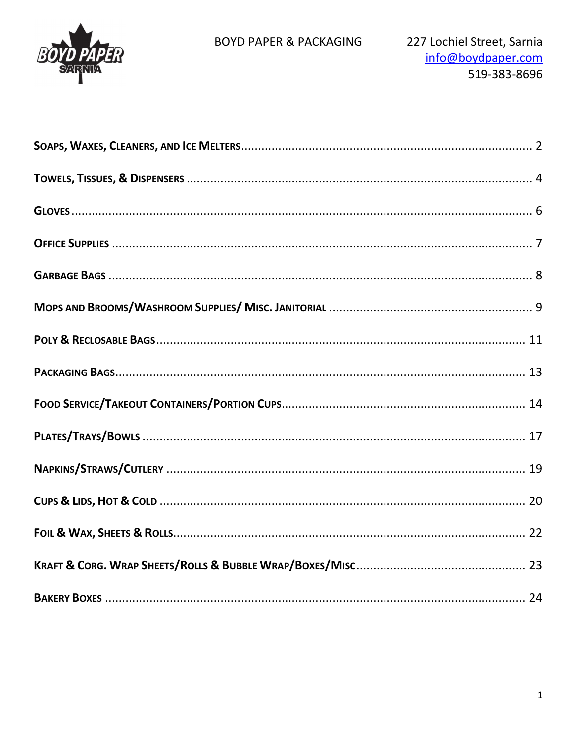BOYD PAPER & PACKAGING

227 Lochiel Street, Sarnia
info@boydpaper.com
519-383-8696

SOAPS, WAXES, CLEANERS, AND ICE MELTERS.......... 2

TOWELS, TISSUES, & DISPENSERS.......... 4

GLOVES.......... 6

OFFICE SUPPLIES.......... 7

GARBAGE BAGS.......... 8

MOPS AND BROOMS/WASHROOM SUPPLIES/ MISC. JANITORIAL.......... 9

POLY & RECLOSABLE BAGS.......... 11

PACKAGING BAGS.......... 13

FOOD SERVICE/TAKEOUT CONTAINERS/PORTION CUPS.......... 14

PLATES/TRAYS/BOWLS.......... 17

NAPKINS/STRAWS/CUTLERY.......... 19

CUPS & LIDS, HOT & COLD.......... 20

FOIL & WAX, SHEETS & ROLLS.......... 22

KRAFT & CORG. WRAP SHEETS/ROLLS & BUBBLE WRAP/BOXES/MISC.......... 23

BAKERY BOXES.......... 24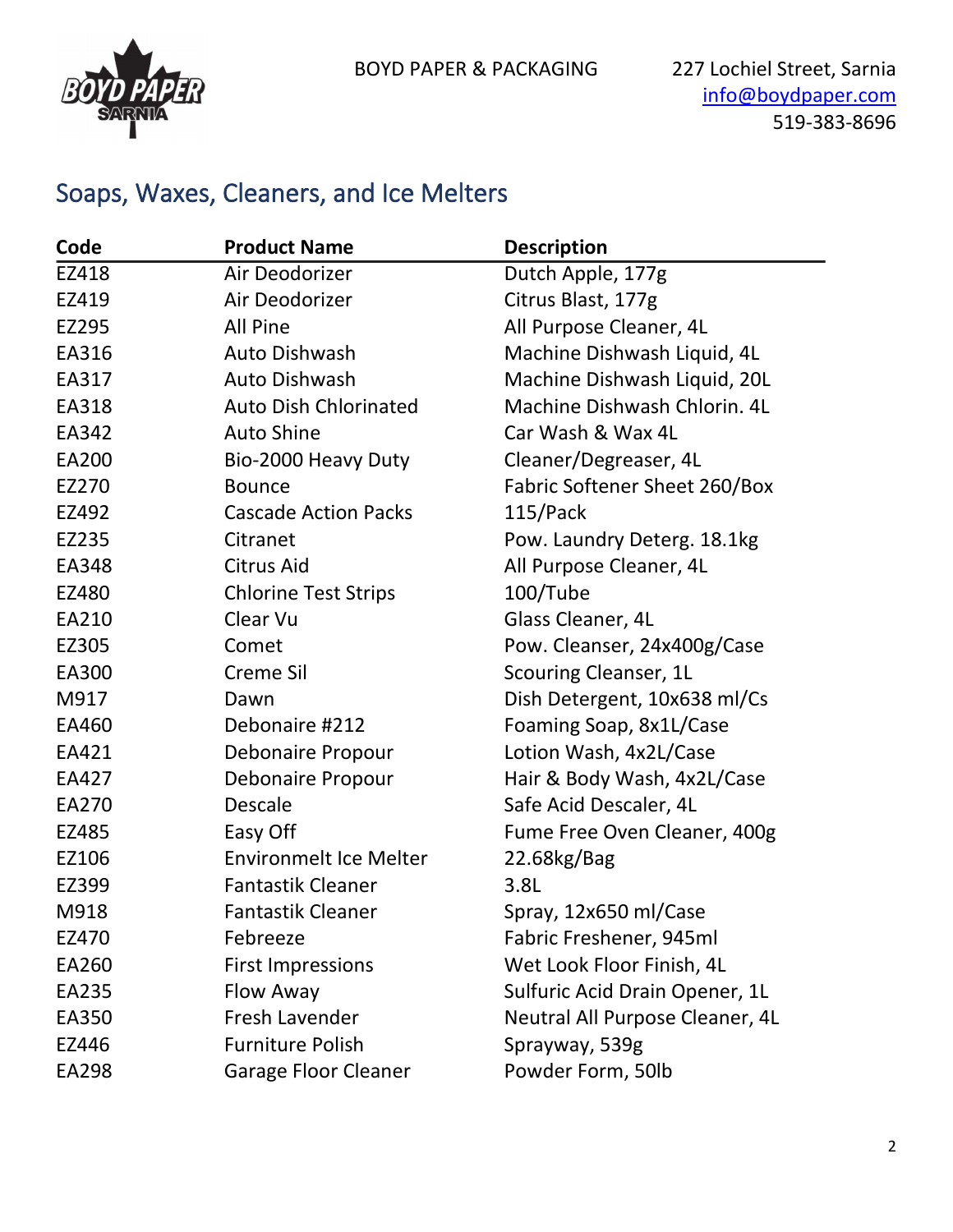BOYD PAPER & PACKAGING

227 Lochiel Street, Sarnia
info@boydpaper.com
519-383-8696

## Soaps, Waxes, Cleaners, and Ice Melters

| Code | Product Name | Description |
|---|---|---|
| EZ418 | Air Deodorizer | Dutch Apple, 177g |
| EZ419 | Air Deodorizer | Citrus Blast, 177g |
| EZ295 | All Pine | All Purpose Cleaner, 4L |
| EA316 | Auto Dishwash | Machine Dishwash Liquid, 4L |
| EA317 | Auto Dishwash | Machine Dishwash Liquid, 20L |
| EA318 | Auto Dish Chlorinated | Machine Dishwash Chlorin. 4L |
| EA342 | Auto Shine | Car Wash & Wax 4L |
| EA200 | Bio-2000 Heavy Duty | Cleaner/Degreaser, 4L |
| EZ270 | Bounce | Fabric Softener Sheet 260/Box |
| EZ492 | Cascade Action Packs | 115/Pack |
| EZ235 | Citranet | Pow. Laundry Deterg. 18.1kg |
| EA348 | Citrus Aid | All Purpose Cleaner, 4L |
| EZ480 | Chlorine Test Strips | 100/Tube |
| EA210 | Clear Vu | Glass Cleaner, 4L |
| EZ305 | Comet | Pow. Cleanser, 24x400g/Case |
| EA300 | Creme Sil | Scouring Cleanser, 1L |
| M917 | Dawn | Dish Detergent, 10x638 ml/Cs |
| EA460 | Debonaire #212 | Foaming Soap, 8x1L/Case |
| EA421 | Debonaire Propour | Lotion Wash, 4x2L/Case |
| EA427 | Debonaire Propour | Hair & Body Wash, 4x2L/Case |
| EA270 | Descale | Safe Acid Descaler, 4L |
| EZ485 | Easy Off | Fume Free Oven Cleaner, 400g |
| EZ106 | Environmelt Ice Melter | 22.68kg/Bag |
| EZ399 | Fantastik Cleaner | 3.8L |
| M918 | Fantastik Cleaner | Spray, 12x650 ml/Case |
| EZ470 | Febreeze | Fabric Freshener, 945ml |
| EA260 | First Impressions | Wet Look Floor Finish, 4L |
| EA235 | Flow Away | Sulfuric Acid Drain Opener, 1L |
| EA350 | Fresh Lavender | Neutral All Purpose Cleaner, 4L |
| EZ446 | Furniture Polish | Sprayway, 539g |
| EA298 | Garage Floor Cleaner | Powder Form, 50lb |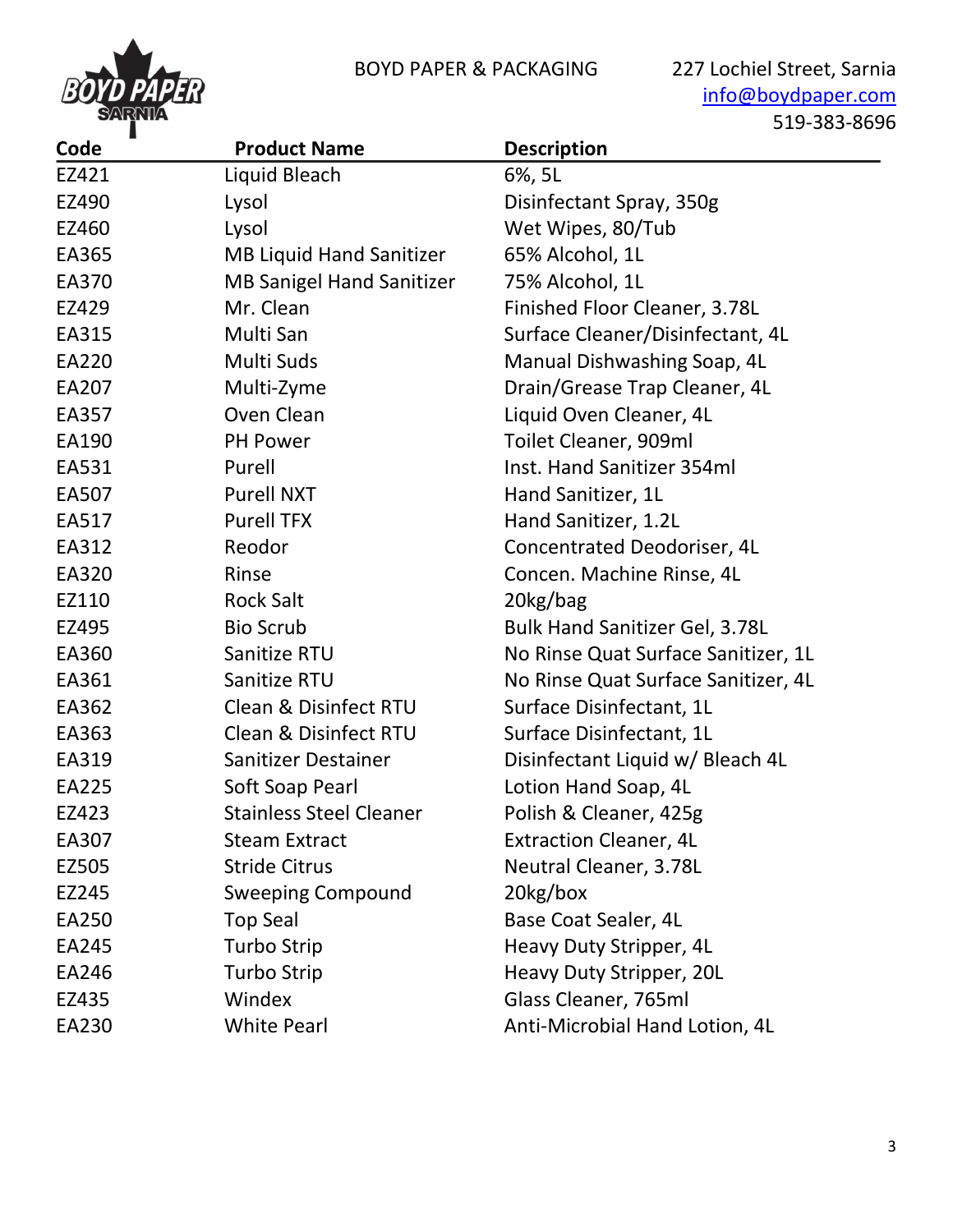BOYD PAPER & PACKAGING

227 Lochiel Street, Sarnia
info@boydpaper.com
519-383-8696

| Code | Product Name | Description |
|---|---|---|
| EZ421 | Liquid Bleach | 6%, 5L |
| EZ490 | Lysol | Disinfectant Spray, 350g |
| EZ460 | Lysol | Wet Wipes, 80/Tub |
| EA365 | MB Liquid Hand Sanitizer | 65% Alcohol, 1L |
| EA370 | MB Sanigel Hand Sanitizer | 75% Alcohol, 1L |
| EZ429 | Mr. Clean | Finished Floor Cleaner, 3.78L |
| EA315 | Multi San | Surface Cleaner/Disinfectant, 4L |
| EA220 | Multi Suds | Manual Dishwashing Soap, 4L |
| EA207 | Multi-Zyme | Drain/Grease Trap Cleaner, 4L |
| EA357 | Oven Clean | Liquid Oven Cleaner, 4L |
| EA190 | PH Power | Toilet Cleaner, 909ml |
| EA531 | Purell | Inst. Hand Sanitizer 354ml |
| EA507 | Purell NXT | Hand Sanitizer, 1L |
| EA517 | Purell TFX | Hand Sanitizer, 1.2L |
| EA312 | Reodor | Concentrated Deodoriser, 4L |
| EA320 | Rinse | Concen. Machine Rinse, 4L |
| EZ110 | Rock Salt | 20kg/bag |
| EZ495 | Bio Scrub | Bulk Hand Sanitizer Gel, 3.78L |
| EA360 | Sanitize RTU | No Rinse Quat Surface Sanitizer, 1L |
| EA361 | Sanitize RTU | No Rinse Quat Surface Sanitizer, 4L |
| EA362 | Clean & Disinfect RTU | Surface Disinfectant, 1L |
| EA363 | Clean & Disinfect RTU | Surface Disinfectant, 1L |
| EA319 | Sanitizer Destainer | Disinfectant Liquid w/ Bleach 4L |
| EA225 | Soft Soap Pearl | Lotion Hand Soap, 4L |
| EZ423 | Stainless Steel Cleaner | Polish & Cleaner, 425g |
| EA307 | Steam Extract | Extraction Cleaner, 4L |
| EZ505 | Stride Citrus | Neutral Cleaner, 3.78L |
| EZ245 | Sweeping Compound | 20kg/box |
| EA250 | Top Seal | Base Coat Sealer, 4L |
| EA245 | Turbo Strip | Heavy Duty Stripper, 4L |
| EA246 | Turbo Strip | Heavy Duty Stripper, 20L |
| EZ435 | Windex | Glass Cleaner, 765ml |
| EA230 | White Pearl | Anti-Microbial Hand Lotion, 4L |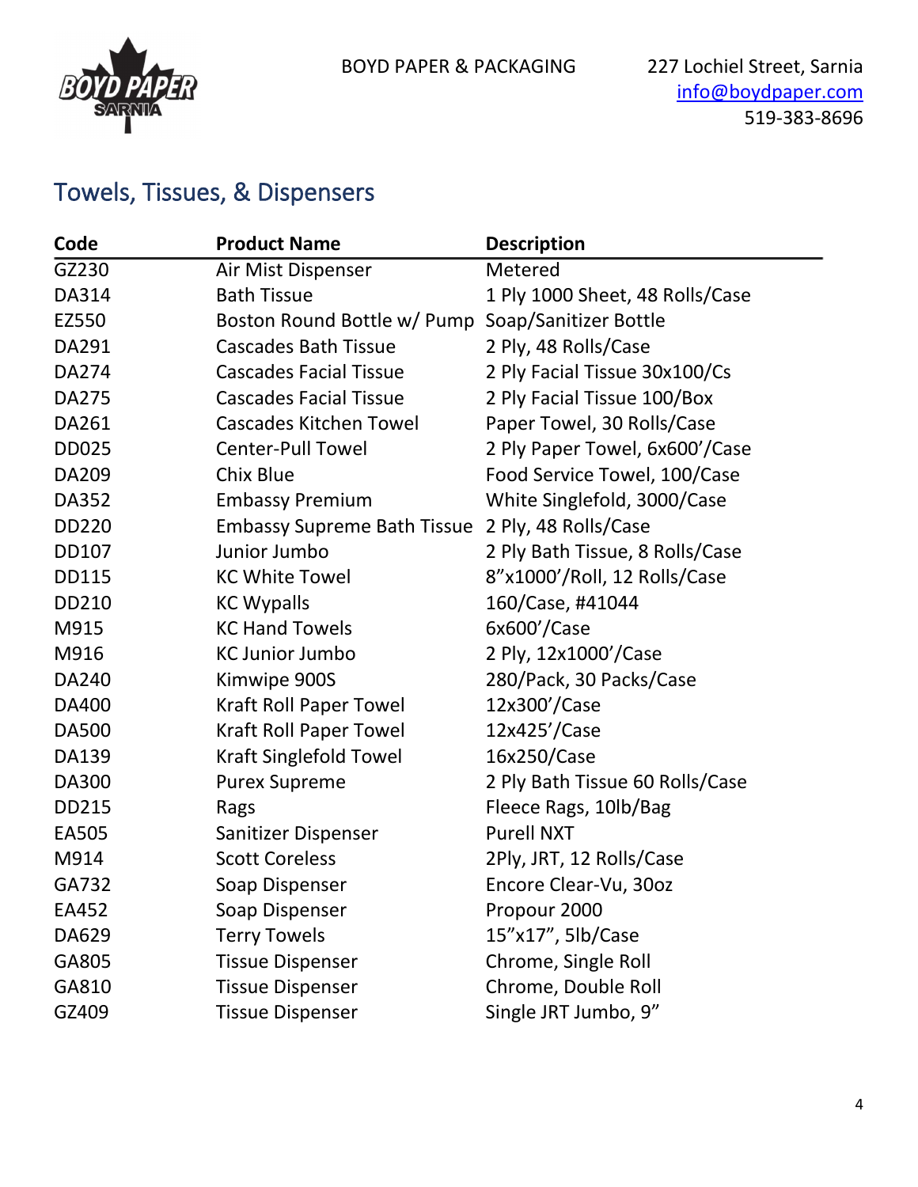BOYD PAPER & PACKAGING

227 Lochiel Street, Sarnia
info@boydpaper.com
519-383-8696

## Towels, Tissues, & Dispensers

| Code | Product Name | Description |
|---|---|---|
| GZ230 | Air Mist Dispenser | Metered |
| DA314 | Bath Tissue | 1 Ply 1000 Sheet, 48 Rolls/Case |
| EZ550 | Boston Round Bottle w/ Pump | Soap/Sanitizer Bottle |
| DA291 | Cascades Bath Tissue | 2 Ply, 48 Rolls/Case |
| DA274 | Cascades Facial Tissue | 2 Ply Facial Tissue 30x100/Cs |
| DA275 | Cascades Facial Tissue | 2 Ply Facial Tissue 100/Box |
| DA261 | Cascades Kitchen Towel | Paper Towel, 30 Rolls/Case |
| DD025 | Center-Pull Towel | 2 Ply Paper Towel, 6x600'/Case |
| DA209 | Chix Blue | Food Service Towel, 100/Case |
| DA352 | Embassy Premium | White Singlefold, 3000/Case |
| DD220 | Embassy Supreme Bath Tissue | 2 Ply, 48 Rolls/Case |
| DD107 | Junior Jumbo | 2 Ply Bath Tissue, 8 Rolls/Case |
| DD115 | KC White Towel | 8"x1000'/Roll, 12 Rolls/Case |
| DD210 | KC Wypalls | 160/Case, #41044 |
| M915 | KC Hand Towels | 6x600'/Case |
| M916 | KC Junior Jumbo | 2 Ply, 12x1000'/Case |
| DA240 | Kimwipe 900S | 280/Pack, 30 Packs/Case |
| DA400 | Kraft Roll Paper Towel | 12x300'/Case |
| DA500 | Kraft Roll Paper Towel | 12x425'/Case |
| DA139 | Kraft Singlefold Towel | 16x250/Case |
| DA300 | Purex Supreme | 2 Ply Bath Tissue 60 Rolls/Case |
| DD215 | Rags | Fleece Rags, 10lb/Bag |
| EA505 | Sanitizer Dispenser | Purell NXT |
| M914 | Scott Coreless | 2Ply, JRT, 12 Rolls/Case |
| GA732 | Soap Dispenser | Encore Clear-Vu, 30oz |
| EA452 | Soap Dispenser | Propour 2000 |
| DA629 | Terry Towels | 15"x17", 5lb/Case |
| GA805 | Tissue Dispenser | Chrome, Single Roll |
| GA810 | Tissue Dispenser | Chrome, Double Roll |
| GZ409 | Tissue Dispenser | Single JRT Jumbo, 9" |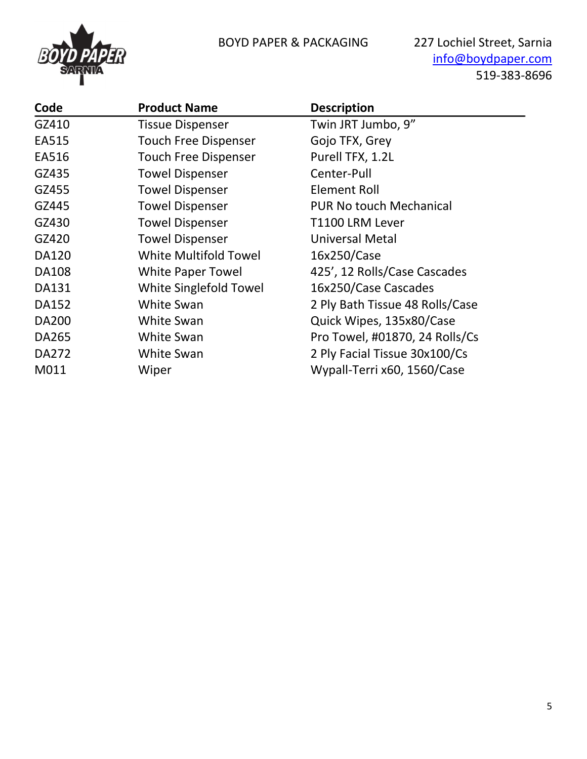BOYD PAPER & PACKAGING

227 Lochiel Street, Sarnia
info@boydpaper.com
519-383-8696

| Code | Product Name | Description |
|---|---|---|
| GZ410 | Tissue Dispenser | Twin JRT Jumbo, 9" |
| EA515 | Touch Free Dispenser | Gojo TFX, Grey |
| EA516 | Touch Free Dispenser | Purell TFX, 1.2L |
| GZ435 | Towel Dispenser | Center-Pull |
| GZ455 | Towel Dispenser | Element Roll |
| GZ445 | Towel Dispenser | PUR No touch Mechanical |
| GZ430 | Towel Dispenser | T1100 LRM Lever |
| GZ420 | Towel Dispenser | Universal Metal |
| DA120 | White Multifold Towel | 16x250/Case |
| DA108 | White Paper Towel | 425', 12 Rolls/Case Cascades |
| DA131 | White Singlefold Towel | 16x250/Case Cascades |
| DA152 | White Swan | 2 Ply Bath Tissue 48 Rolls/Case |
| DA200 | White Swan | Quick Wipes, 135x80/Case |
| DA265 | White Swan | Pro Towel, #01870, 24 Rolls/Cs |
| DA272 | White Swan | 2 Ply Facial Tissue 30x100/Cs |
| M011 | Wiper | Wypall-Terri x60, 1560/Case |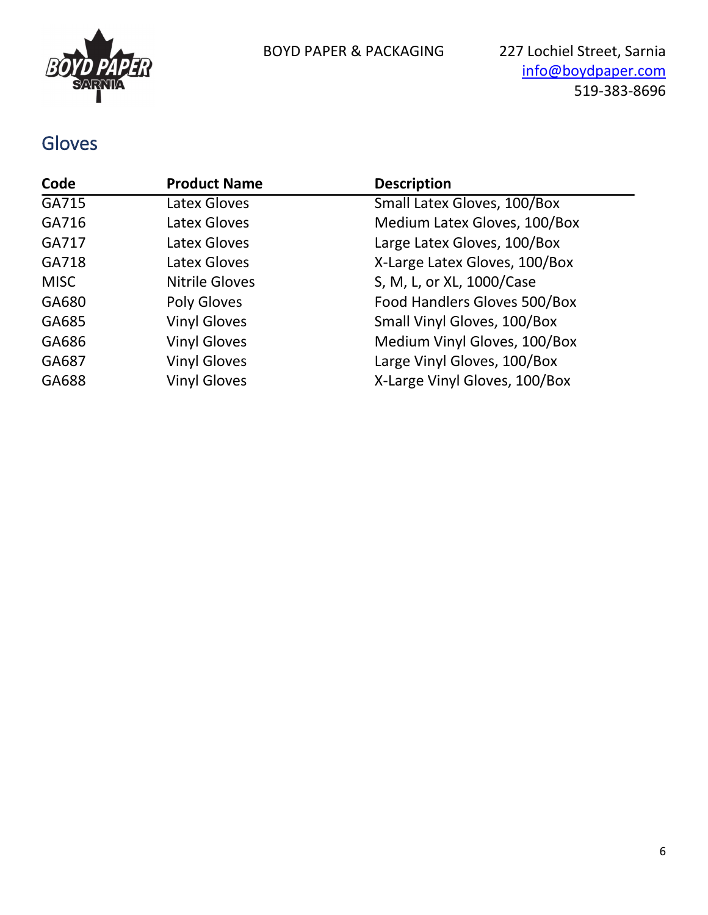## Gloves

| Code | Product Name | Description |
| --- | --- | --- |
| GA715 | Latex Gloves | Small Latex Gloves, 100/Box |
| GA716 | Latex Gloves | Medium Latex Gloves, 100/Box |
| GA717 | Latex Gloves | Large Latex Gloves, 100/Box |
| GA718 | Latex Gloves | X-Large Latex Gloves, 100/Box |
| MISC | Nitrile Gloves | S, M, L, or XL, 1000/Case |
| GA680 | Poly Gloves | Food Handlers Gloves 500/Box |
| GA685 | Vinyl Gloves | Small Vinyl Gloves, 100/Box |
| GA686 | Vinyl Gloves | Medium Vinyl Gloves, 100/Box |
| GA687 | Vinyl Gloves | Large Vinyl Gloves, 100/Box |
| GA688 | Vinyl Gloves | X-Large Vinyl Gloves, 100/Box |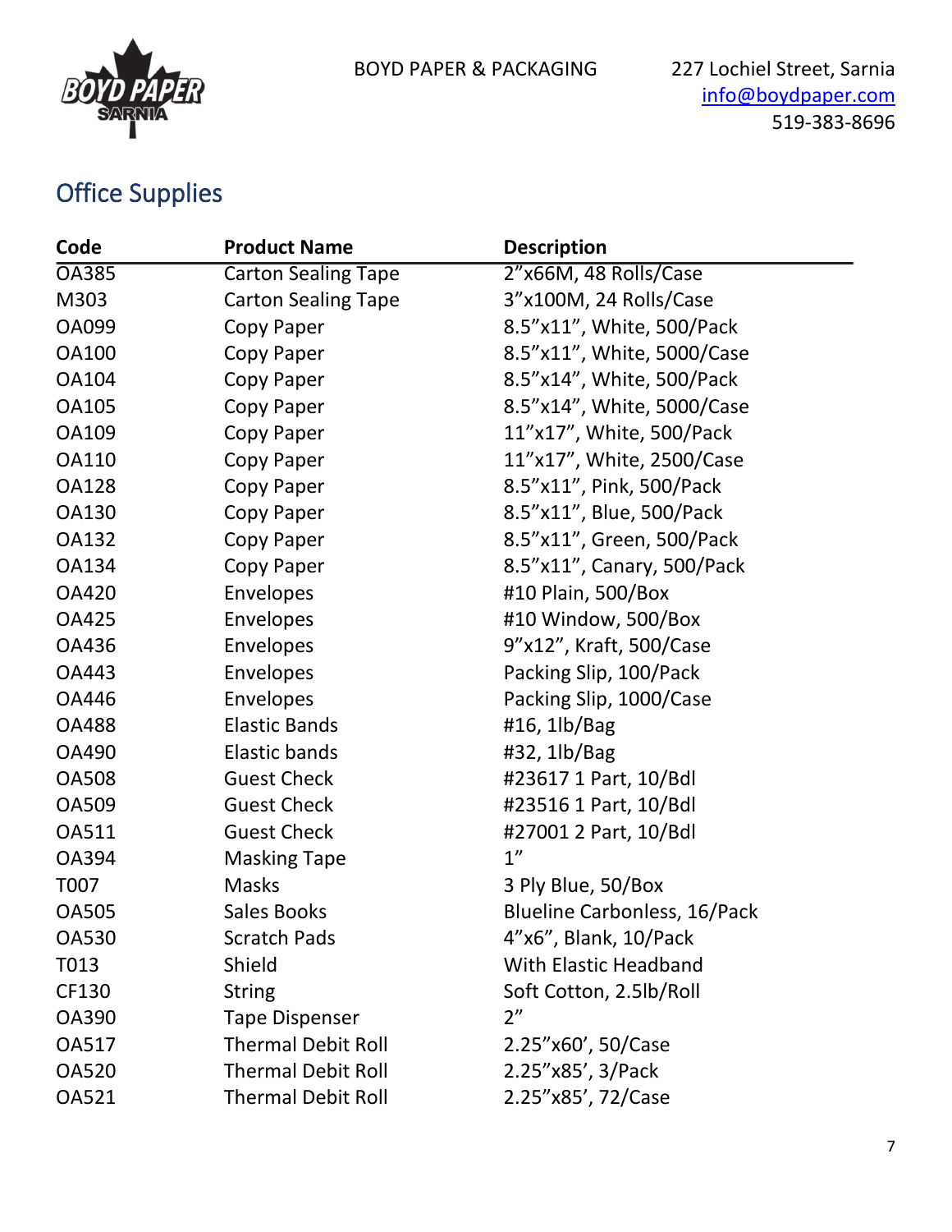BOYD PAPER & PACKAGING

227 Lochiel Street, Sarnia
info@boydpaper.com
519-383-8696

## Office Supplies

| Code | Product Name | Description |
| --- | --- | --- |
| OA385 | Carton Sealing Tape | 2”x66M, 48 Rolls/Case |
| M303 | Carton Sealing Tape | 3”x100M, 24 Rolls/Case |
| OA099 | Copy Paper | 8.5”x11”, White, 500/Pack |
| OA100 | Copy Paper | 8.5”x11”, White, 5000/Case |
| OA104 | Copy Paper | 8.5”x14”, White, 500/Pack |
| OA105 | Copy Paper | 8.5”x14”, White, 5000/Case |
| OA109 | Copy Paper | 11”x17”, White, 500/Pack |
| OA110 | Copy Paper | 11”x17”, White, 2500/Case |
| OA128 | Copy Paper | 8.5”x11”, Pink, 500/Pack |
| OA130 | Copy Paper | 8.5”x11”, Blue, 500/Pack |
| OA132 | Copy Paper | 8.5”x11”, Green, 500/Pack |
| OA134 | Copy Paper | 8.5”x11”, Canary, 500/Pack |
| OA420 | Envelopes | #10 Plain, 500/Box |
| OA425 | Envelopes | #10 Window, 500/Box |
| OA436 | Envelopes | 9”x12”, Kraft, 500/Case |
| OA443 | Envelopes | Packing Slip, 100/Pack |
| OA446 | Envelopes | Packing Slip, 1000/Case |
| OA488 | Elastic Bands | #16, 1lb/Bag |
| OA490 | Elastic bands | #32, 1lb/Bag |
| OA508 | Guest Check | #23617 1 Part, 10/Bdl |
| OA509 | Guest Check | #23516 1 Part, 10/Bdl |
| OA511 | Guest Check | #27001 2 Part, 10/Bdl |
| OA394 | Masking Tape | 1” |
| T007 | Masks | 3 Ply Blue, 50/Box |
| OA505 | Sales Books | Blueline Carbonless, 16/Pack |
| OA530 | Scratch Pads | 4”x6”, Blank, 10/Pack |
| T013 | Shield | With Elastic Headband |
| CF130 | String | Soft Cotton, 2.5lb/Roll |
| OA390 | Tape Dispenser | 2” |
| OA517 | Thermal Debit Roll | 2.25”x60’, 50/Case |
| OA520 | Thermal Debit Roll | 2.25”x85’, 3/Pack |
| OA521 | Thermal Debit Roll | 2.25”x85’, 72/Case |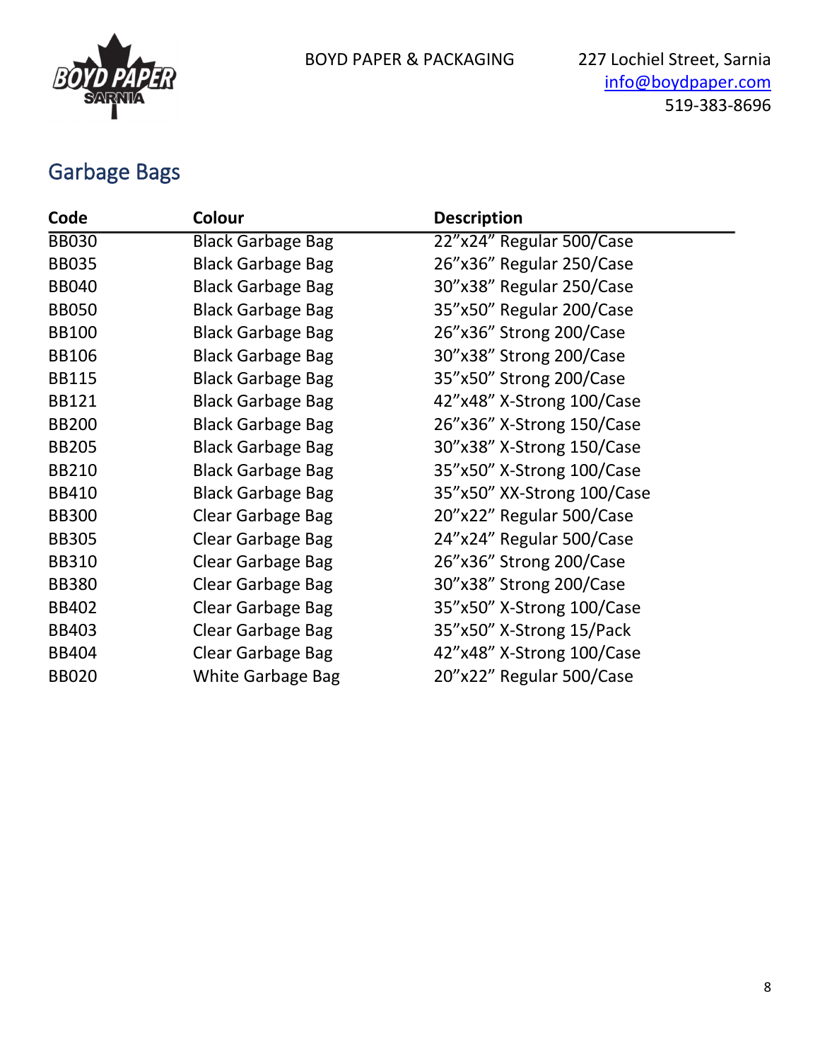BOYD PAPER & PACKAGING

227 Lochiel Street, Sarnia
info@boydpaper.com
519-383-8696

## Garbage Bags

| Code | Colour | Description |
|---|---|---|
| BB030 | Black Garbage Bag | 22”x24” Regular 500/Case |
| BB035 | Black Garbage Bag | 26”x36” Regular 250/Case |
| BB040 | Black Garbage Bag | 30”x38” Regular 250/Case |
| BB050 | Black Garbage Bag | 35”x50” Regular 200/Case |
| BB100 | Black Garbage Bag | 26”x36” Strong 200/Case |
| BB106 | Black Garbage Bag | 30”x38” Strong 200/Case |
| BB115 | Black Garbage Bag | 35”x50” Strong 200/Case |
| BB121 | Black Garbage Bag | 42”x48” X-Strong 100/Case |
| BB200 | Black Garbage Bag | 26”x36” X-Strong 150/Case |
| BB205 | Black Garbage Bag | 30”x38” X-Strong 150/Case |
| BB210 | Black Garbage Bag | 35”x50” X-Strong 100/Case |
| BB410 | Black Garbage Bag | 35”x50” XX-Strong 100/Case |
| BB300 | Clear Garbage Bag | 20”x22” Regular 500/Case |
| BB305 | Clear Garbage Bag | 24”x24” Regular 500/Case |
| BB310 | Clear Garbage Bag | 26”x36” Strong 200/Case |
| BB380 | Clear Garbage Bag | 30”x38” Strong 200/Case |
| BB402 | Clear Garbage Bag | 35”x50” X-Strong 100/Case |
| BB403 | Clear Garbage Bag | 35”x50” X-Strong 15/Pack |
| BB404 | Clear Garbage Bag | 42”x48” X-Strong 100/Case |
| BB020 | White Garbage Bag | 20”x22” Regular 500/Case |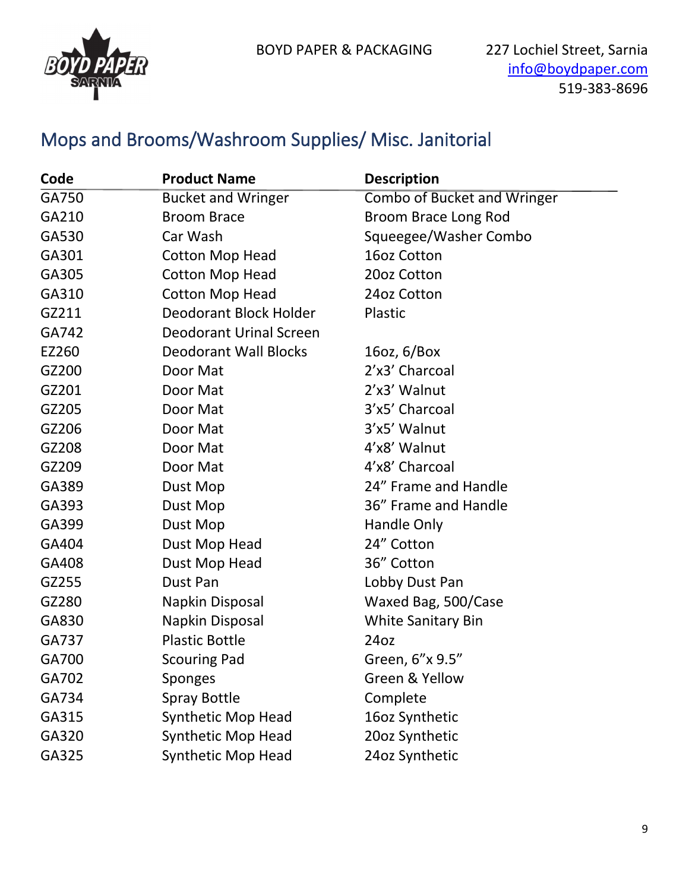BOYD PAPER & PACKAGING

227 Lochiel Street, Sarnia
info@boydpaper.com
519-383-8696

## Mops and Brooms/Washroom Supplies/ Misc. Janitorial

| Code | Product Name | Description |
|---|---|---|
| GA750 | Bucket and Wringer | Combo of Bucket and Wringer |
| GA210 | Broom Brace | Broom Brace Long Rod |
| GA530 | Car Wash | Squeegee/Washer Combo |
| GA301 | Cotton Mop Head | 16oz Cotton |
| GA305 | Cotton Mop Head | 20oz Cotton |
| GA310 | Cotton Mop Head | 24oz Cotton |
| GZ211 | Deodorant Block Holder | Plastic |
| GA742 | Deodorant Urinal Screen | |
| EZ260 | Deodorant Wall Blocks | 16oz, 6/Box |
| GZ200 | Door Mat | 2'x3' Charcoal |
| GZ201 | Door Mat | 2'x3' Walnut |
| GZ205 | Door Mat | 3'x5' Charcoal |
| GZ206 | Door Mat | 3'x5' Walnut |
| GZ208 | Door Mat | 4'x8' Walnut |
| GZ209 | Door Mat | 4'x8' Charcoal |
| GA389 | Dust Mop | 24" Frame and Handle |
| GA393 | Dust Mop | 36" Frame and Handle |
| GA399 | Dust Mop | Handle Only |
| GA404 | Dust Mop Head | 24" Cotton |
| GA408 | Dust Mop Head | 36" Cotton |
| GZ255 | Dust Pan | Lobby Dust Pan |
| GZ280 | Napkin Disposal | Waxed Bag, 500/Case |
| GA830 | Napkin Disposal | White Sanitary Bin |
| GA737 | Plastic Bottle | 24oz |
| GA700 | Scouring Pad | Green, 6"x 9.5" |
| GA702 | Sponges | Green & Yellow |
| GA734 | Spray Bottle | Complete |
| GA315 | Synthetic Mop Head | 16oz Synthetic |
| GA320 | Synthetic Mop Head | 20oz Synthetic |
| GA325 | Synthetic Mop Head | 24oz Synthetic |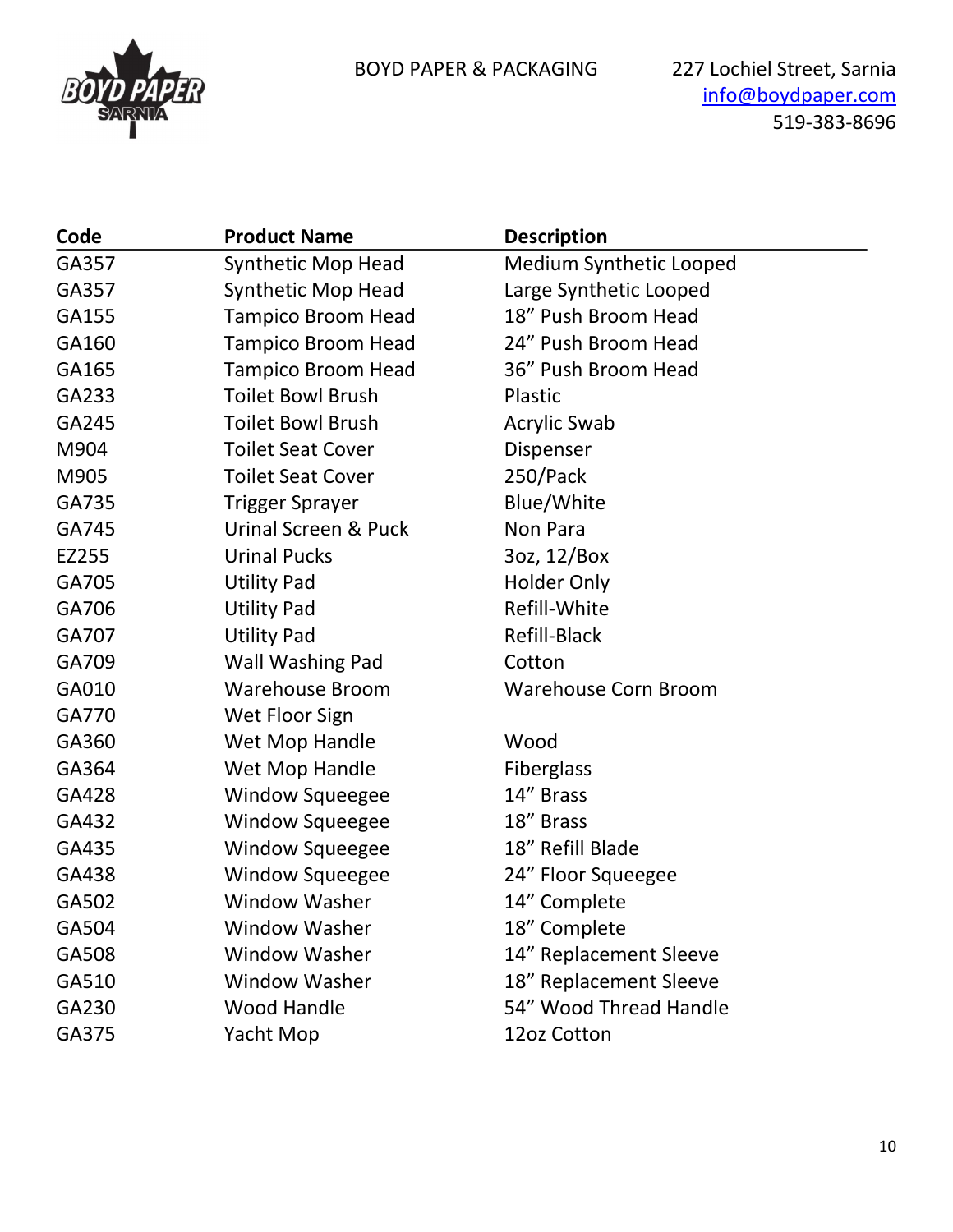BOYD PAPER & PACKAGING

227 Lochiel Street, Sarnia
info@boydpaper.com
519-383-8696

| Code | Product Name | Description |
|---|---|---|
| GA357 | Synthetic Mop Head | Medium Synthetic Looped |
| GA357 | Synthetic Mop Head | Large Synthetic Looped |
| GA155 | Tampico Broom Head | 18" Push Broom Head |
| GA160 | Tampico Broom Head | 24" Push Broom Head |
| GA165 | Tampico Broom Head | 36" Push Broom Head |
| GA233 | Toilet Bowl Brush | Plastic |
| GA245 | Toilet Bowl Brush | Acrylic Swab |
| M904 | Toilet Seat Cover | Dispenser |
| M905 | Toilet Seat Cover | 250/Pack |
| GA735 | Trigger Sprayer | Blue/White |
| GA745 | Urinal Screen & Puck | Non Para |
| EZ255 | Urinal Pucks | 3oz, 12/Box |
| GA705 | Utility Pad | Holder Only |
| GA706 | Utility Pad | Refill-White |
| GA707 | Utility Pad | Refill-Black |
| GA709 | Wall Washing Pad | Cotton |
| GA010 | Warehouse Broom | Warehouse Corn Broom |
| GA770 | Wet Floor Sign | |
| GA360 | Wet Mop Handle | Wood |
| GA364 | Wet Mop Handle | Fiberglass |
| GA428 | Window Squeegee | 14" Brass |
| GA432 | Window Squeegee | 18" Brass |
| GA435 | Window Squeegee | 18" Refill Blade |
| GA438 | Window Squeegee | 24" Floor Squeegee |
| GA502 | Window Washer | 14" Complete |
| GA504 | Window Washer | 18" Complete |
| GA508 | Window Washer | 14" Replacement Sleeve |
| GA510 | Window Washer | 18" Replacement Sleeve |
| GA230 | Wood Handle | 54" Wood Thread Handle |
| GA375 | Yacht Mop | 12oz Cotton |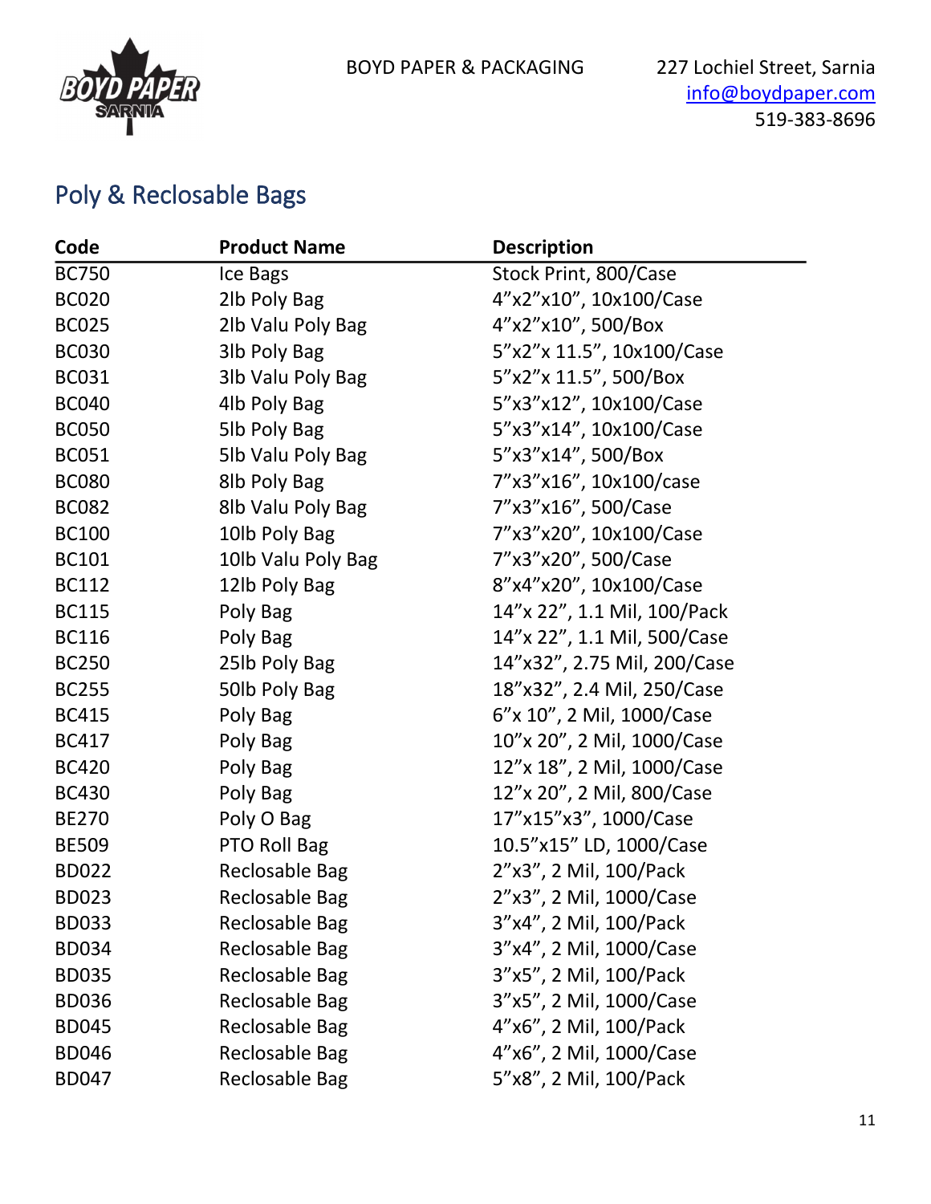BOYD PAPER & PACKAGING

227 Lochiel Street, Sarnia
info@boydpaper.com
519-383-8696

## Poly & Reclosable Bags

| Code | Product Name | Description |
|---|---|---|
| BC750 | Ice Bags | Stock Print, 800/Case |
| BC020 | 2lb Poly Bag | 4”x2”x10”, 10x100/Case |
| BC025 | 2lb Valu Poly Bag | 4”x2”x10”, 500/Box |
| BC030 | 3lb Poly Bag | 5”x2”x 11.5”, 10x100/Case |
| BC031 | 3lb Valu Poly Bag | 5”x2”x 11.5”, 500/Box |
| BC040 | 4lb Poly Bag | 5”x3”x12”, 10x100/Case |
| BC050 | 5lb Poly Bag | 5”x3”x14”, 10x100/Case |
| BC051 | 5lb Valu Poly Bag | 5”x3”x14”, 500/Box |
| BC080 | 8lb Poly Bag | 7”x3”x16”, 10x100/case |
| BC082 | 8lb Valu Poly Bag | 7”x3”x16”, 500/Case |
| BC100 | 10lb Poly Bag | 7”x3”x20”, 10x100/Case |
| BC101 | 10lb Valu Poly Bag | 7”x3”x20”, 500/Case |
| BC112 | 12lb Poly Bag | 8”x4”x20”, 10x100/Case |
| BC115 | Poly Bag | 14”x 22”, 1.1 Mil, 100/Pack |
| BC116 | Poly Bag | 14”x 22”, 1.1 Mil, 500/Case |
| BC250 | 25lb Poly Bag | 14”x32”, 2.75 Mil, 200/Case |
| BC255 | 50lb Poly Bag | 18”x32”, 2.4 Mil, 250/Case |
| BC415 | Poly Bag | 6”x 10”, 2 Mil, 1000/Case |
| BC417 | Poly Bag | 10”x 20”, 2 Mil, 1000/Case |
| BC420 | Poly Bag | 12”x 18”, 2 Mil, 1000/Case |
| BC430 | Poly Bag | 12”x 20”, 2 Mil, 800/Case |
| BE270 | Poly O Bag | 17”x15”x3”, 1000/Case |
| BE509 | PTO Roll Bag | 10.5”x15” LD, 1000/Case |
| BD022 | Reclosable Bag | 2”x3”, 2 Mil, 100/Pack |
| BD023 | Reclosable Bag | 2”x3”, 2 Mil, 1000/Case |
| BD033 | Reclosable Bag | 3”x4”, 2 Mil, 100/Pack |
| BD034 | Reclosable Bag | 3”x4”, 2 Mil, 1000/Case |
| BD035 | Reclosable Bag | 3”x5”, 2 Mil, 100/Pack |
| BD036 | Reclosable Bag | 3”x5”, 2 Mil, 1000/Case |
| BD045 | Reclosable Bag | 4”x6”, 2 Mil, 100/Pack |
| BD046 | Reclosable Bag | 4”x6”, 2 Mil, 1000/Case |
| BD047 | Reclosable Bag | 5”x8”, 2 Mil, 100/Pack |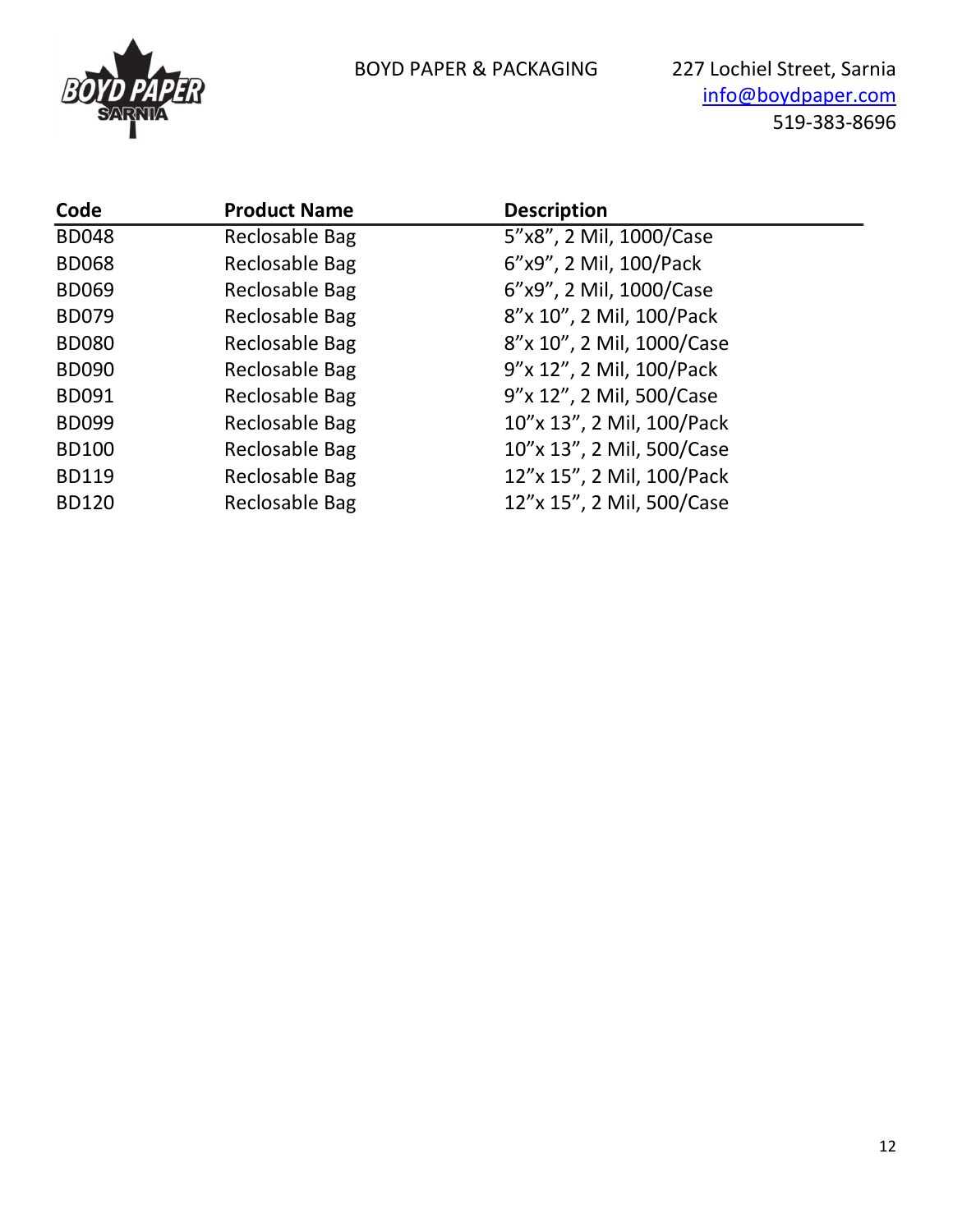BOYD PAPER & PACKAGING

227 Lochiel Street, Sarnia
info@boydpaper.com
519-383-8696

| Code | Product Name | Description |
|---|---|---|
| BD048 | Reclosable Bag | 5”x8”, 2 Mil, 1000/Case |
| BD068 | Reclosable Bag | 6”x9”, 2 Mil, 100/Pack |
| BD069 | Reclosable Bag | 6”x9”, 2 Mil, 1000/Case |
| BD079 | Reclosable Bag | 8”x 10”, 2 Mil, 100/Pack |
| BD080 | Reclosable Bag | 8”x 10”, 2 Mil, 1000/Case |
| BD090 | Reclosable Bag | 9”x 12”, 2 Mil, 100/Pack |
| BD091 | Reclosable Bag | 9”x 12”, 2 Mil, 500/Case |
| BD099 | Reclosable Bag | 10”x 13”, 2 Mil, 100/Pack |
| BD100 | Reclosable Bag | 10”x 13”, 2 Mil, 500/Case |
| BD119 | Reclosable Bag | 12”x 15”, 2 Mil, 100/Pack |
| BD120 | Reclosable Bag | 12”x 15”, 2 Mil, 500/Case |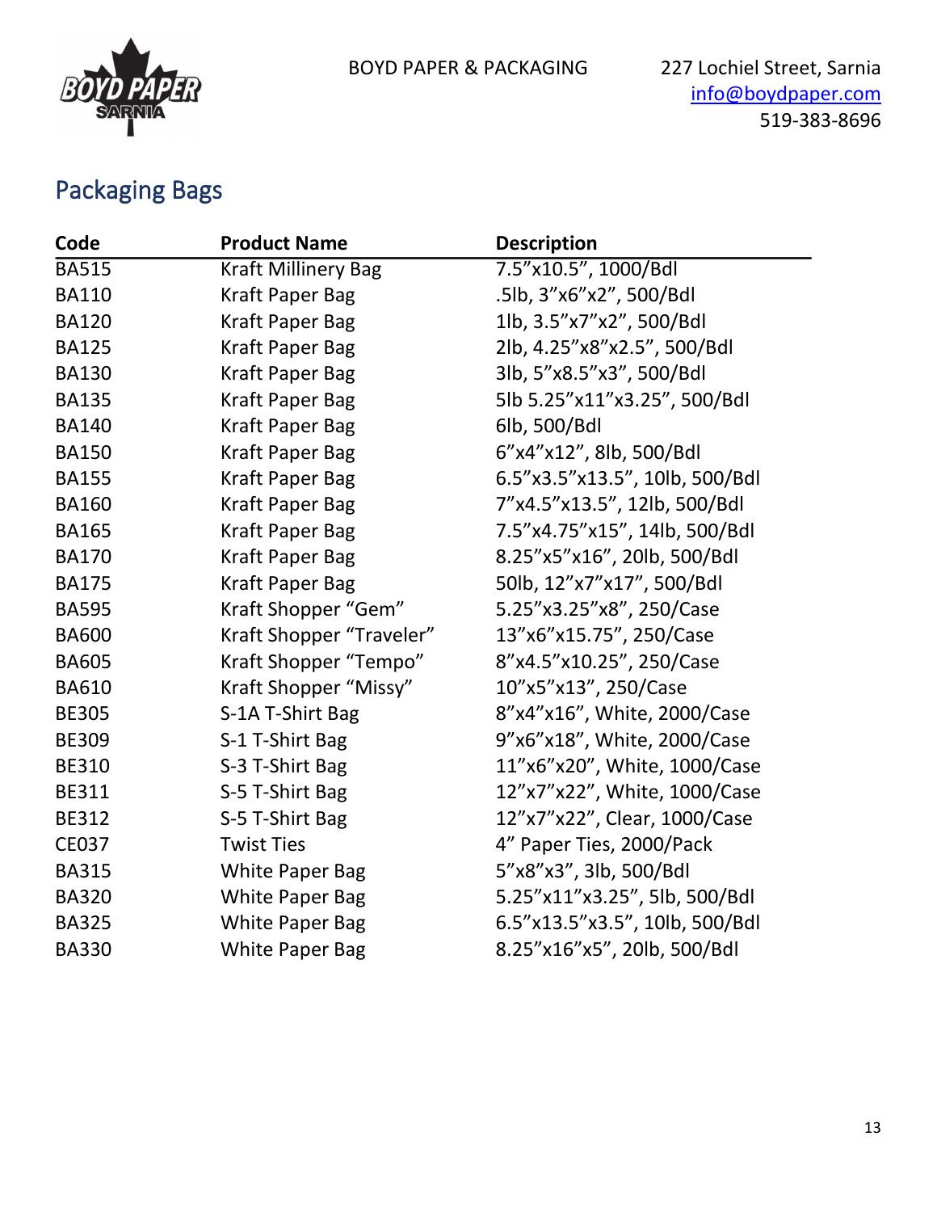BOYD PAPER & PACKAGING

227 Lochiel Street, Sarnia
info@boydpaper.com
519-383-8696

## Packaging Bags

| Code | Product Name | Description |
|---|---|---|
| BA515 | Kraft Millinery Bag | 7.5”x10.5”, 1000/Bdl |
| BA110 | Kraft Paper Bag | .5lb, 3”x6”x2”, 500/Bdl |
| BA120 | Kraft Paper Bag | 1lb, 3.5”x7”x2”, 500/Bdl |
| BA125 | Kraft Paper Bag | 2lb, 4.25”x8”x2.5”, 500/Bdl |
| BA130 | Kraft Paper Bag | 3lb, 5”x8.5”x3”, 500/Bdl |
| BA135 | Kraft Paper Bag | 5lb 5.25”x11”x3.25”, 500/Bdl |
| BA140 | Kraft Paper Bag | 6lb, 500/Bdl |
| BA150 | Kraft Paper Bag | 6”x4”x12”, 8lb, 500/Bdl |
| BA155 | Kraft Paper Bag | 6.5”x3.5”x13.5”, 10lb, 500/Bdl |
| BA160 | Kraft Paper Bag | 7”x4.5”x13.5”, 12lb, 500/Bdl |
| BA165 | Kraft Paper Bag | 7.5”x4.75”x15”, 14lb, 500/Bdl |
| BA170 | Kraft Paper Bag | 8.25”x5”x16”, 20lb, 500/Bdl |
| BA175 | Kraft Paper Bag | 50lb, 12”x7”x17”, 500/Bdl |
| BA595 | Kraft Shopper “Gem” | 5.25”x3.25”x8”, 250/Case |
| BA600 | Kraft Shopper “Traveler” | 13”x6”x15.75”, 250/Case |
| BA605 | Kraft Shopper “Tempo” | 8”x4.5”x10.25”, 250/Case |
| BA610 | Kraft Shopper “Missy” | 10”x5”x13”, 250/Case |
| BE305 | S-1A T-Shirt Bag | 8”x4”x16”, White, 2000/Case |
| BE309 | S-1 T-Shirt Bag | 9”x6”x18”, White, 2000/Case |
| BE310 | S-3 T-Shirt Bag | 11”x6”x20”, White, 1000/Case |
| BE311 | S-5 T-Shirt Bag | 12”x7”x22”, White, 1000/Case |
| BE312 | S-5 T-Shirt Bag | 12”x7”x22”, Clear, 1000/Case |
| CE037 | Twist Ties | 4” Paper Ties, 2000/Pack |
| BA315 | White Paper Bag | 5”x8”x3”, 3lb, 500/Bdl |
| BA320 | White Paper Bag | 5.25”x11”x3.25”, 5lb, 500/Bdl |
| BA325 | White Paper Bag | 6.5”x13.5”x3.5”, 10lb, 500/Bdl |
| BA330 | White Paper Bag | 8.25”x16”x5”, 20lb, 500/Bdl |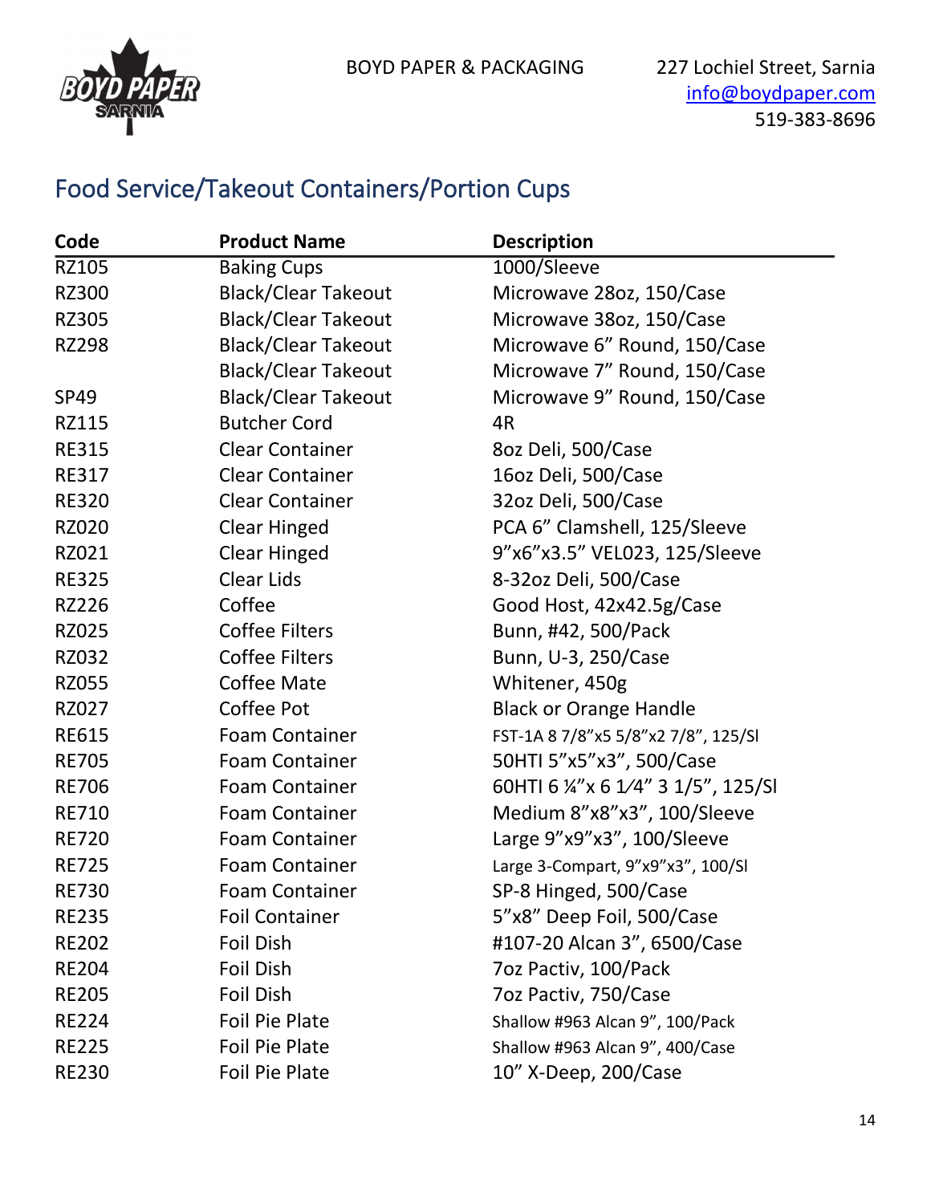BOYD PAPER & PACKAGING

227 Lochiel Street, Sarnia
info@boydpaper.com
519-383-8696

## Food Service/Takeout Containers/Portion Cups

| Code | Product Name | Description |
|---|---|---|
| RZ105 | Baking Cups | 1000/Sleeve |
| RZ300 | Black/Clear Takeout | Microwave 28oz, 150/Case |
| RZ305 | Black/Clear Takeout | Microwave 38oz, 150/Case |
| RZ298 | Black/Clear Takeout | Microwave 6" Round, 150/Case |
| | Black/Clear Takeout | Microwave 7" Round, 150/Case |
| SP49 | Black/Clear Takeout | Microwave 9" Round, 150/Case |
| RZ115 | Butcher Cord | 4R |
| RE315 | Clear Container | 8oz Deli, 500/Case |
| RE317 | Clear Container | 16oz Deli, 500/Case |
| RE320 | Clear Container | 32oz Deli, 500/Case |
| RZ020 | Clear Hinged | PCA 6" Clamshell, 125/Sleeve |
| RZ021 | Clear Hinged | 9"x6"x3.5" VEL023, 125/Sleeve |
| RE325 | Clear Lids | 8-32oz Deli, 500/Case |
| RZ226 | Coffee | Good Host, 42x42.5g/Case |
| RZ025 | Coffee Filters | Bunn, #42, 500/Pack |
| RZ032 | Coffee Filters | Bunn, U-3, 250/Case |
| RZ055 | Coffee Mate | Whitener, 450g |
| RZ027 | Coffee Pot | Black or Orange Handle |
| RE615 | Foam Container | FST-1A 8 7/8"x5 5/8"x2 7/8", 125/Sl |
| RE705 | Foam Container | 50HTI 5"x5"x3", 500/Case |
| RE706 | Foam Container | 60HTI 6 ¼"x 6 1⁄4" 3 1/5", 125/Sl |
| RE710 | Foam Container | Medium 8"x8"x3", 100/Sleeve |
| RE720 | Foam Container | Large 9"x9"x3", 100/Sleeve |
| RE725 | Foam Container | Large 3-Compart, 9"x9"x3", 100/Sl |
| RE730 | Foam Container | SP-8 Hinged, 500/Case |
| RE235 | Foil Container | 5"x8" Deep Foil, 500/Case |
| RE202 | Foil Dish | #107-20 Alcan 3", 6500/Case |
| RE204 | Foil Dish | 7oz Pactiv, 100/Pack |
| RE205 | Foil Dish | 7oz Pactiv, 750/Case |
| RE224 | Foil Pie Plate | Shallow #963 Alcan 9", 100/Pack |
| RE225 | Foil Pie Plate | Shallow #963 Alcan 9", 400/Case |
| RE230 | Foil Pie Plate | 10" X-Deep, 200/Case |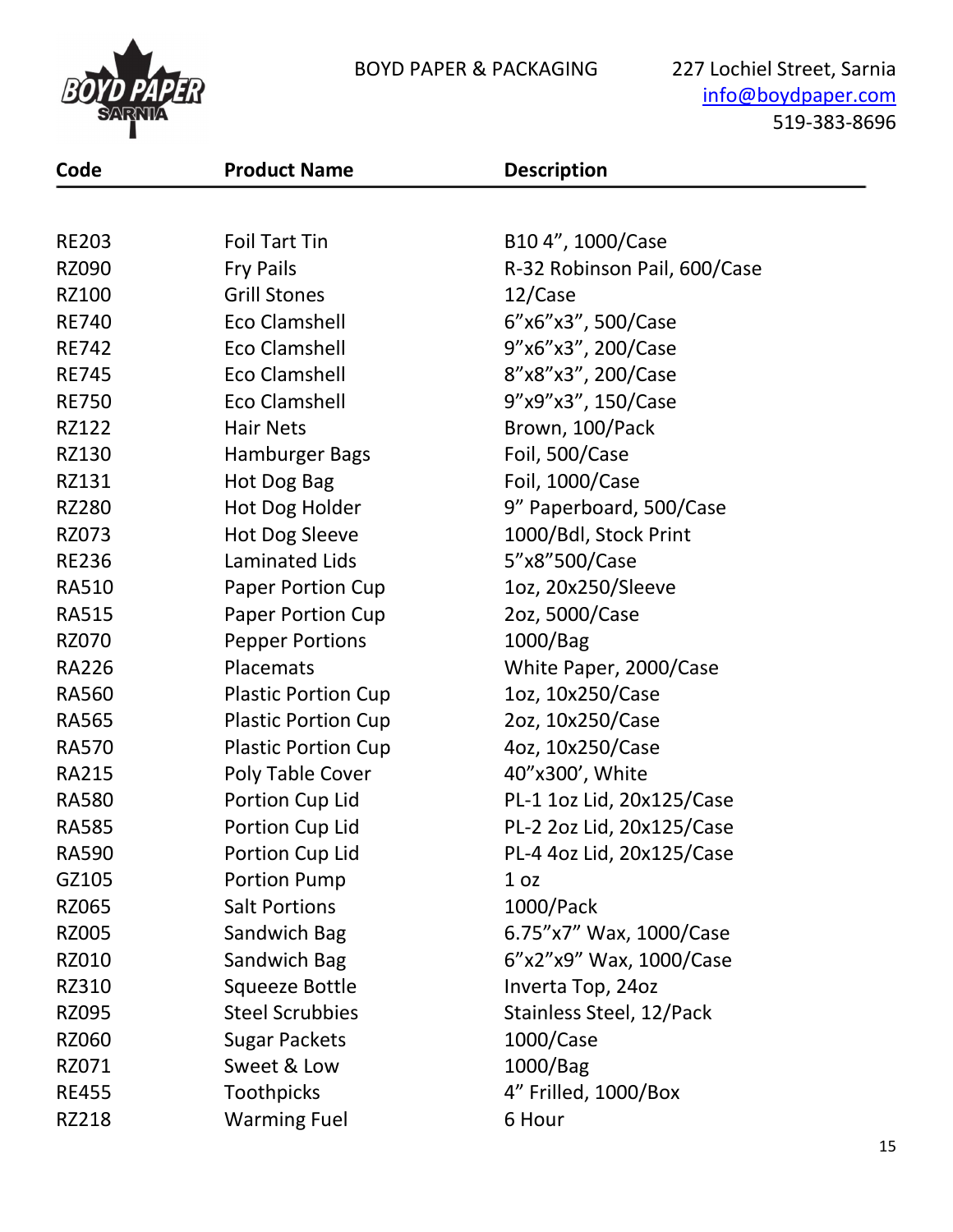BOYD PAPER & PACKAGING

227 Lochiel Street, Sarnia
info@boydpaper.com
519-383-8696

| Code | Product Name | Description |
|---|---|---|
| RE203 | Foil Tart Tin | B10 4”, 1000/Case |
| RZ090 | Fry Pails | R-32 Robinson Pail, 600/Case |
| RZ100 | Grill Stones | 12/Case |
| RE740 | Eco Clamshell | 6”x6”x3”, 500/Case |
| RE742 | Eco Clamshell | 9”x6”x3”, 200/Case |
| RE745 | Eco Clamshell | 8”x8”x3”, 200/Case |
| RE750 | Eco Clamshell | 9”x9”x3”, 150/Case |
| RZ122 | Hair Nets | Brown, 100/Pack |
| RZ130 | Hamburger Bags | Foil, 500/Case |
| RZ131 | Hot Dog Bag | Foil, 1000/Case |
| RZ280 | Hot Dog Holder | 9” Paperboard, 500/Case |
| RZ073 | Hot Dog Sleeve | 1000/Bdl, Stock Print |
| RE236 | Laminated Lids | 5”x8”500/Case |
| RA510 | Paper Portion Cup | 1oz, 20x250/Sleeve |
| RA515 | Paper Portion Cup | 2oz, 5000/Case |
| RZ070 | Pepper Portions | 1000/Bag |
| RA226 | Placemats | White Paper, 2000/Case |
| RA560 | Plastic Portion Cup | 1oz, 10x250/Case |
| RA565 | Plastic Portion Cup | 2oz, 10x250/Case |
| RA570 | Plastic Portion Cup | 4oz, 10x250/Case |
| RA215 | Poly Table Cover | 40”x300’, White |
| RA580 | Portion Cup Lid | PL-1 1oz Lid, 20x125/Case |
| RA585 | Portion Cup Lid | PL-2 2oz Lid, 20x125/Case |
| RA590 | Portion Cup Lid | PL-4 4oz Lid, 20x125/Case |
| GZ105 | Portion Pump | 1 oz |
| RZ065 | Salt Portions | 1000/Pack |
| RZ005 | Sandwich Bag | 6.75”x7” Wax, 1000/Case |
| RZ010 | Sandwich Bag | 6”x2”x9” Wax, 1000/Case |
| RZ310 | Squeeze Bottle | Inverta Top, 24oz |
| RZ095 | Steel Scrubbies | Stainless Steel, 12/Pack |
| RZ060 | Sugar Packets | 1000/Case |
| RZ071 | Sweet & Low | 1000/Bag |
| RE455 | Toothpicks | 4” Frilled, 1000/Box |
| RZ218 | Warming Fuel | 6 Hour |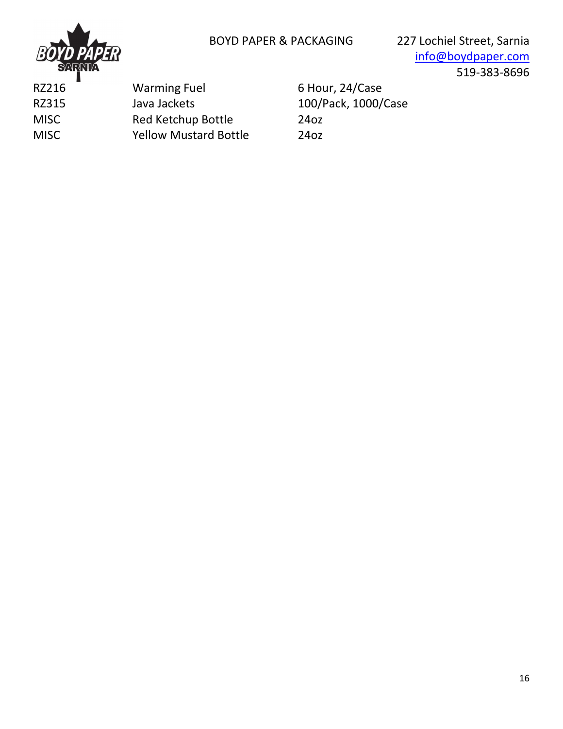| RZ216 | Warming Fuel | 6 Hour, 24/Case |
|---|---|---|
| RZ315 | Java Jackets | 100/Pack, 1000/Case |
| MISC | Red Ketchup Bottle | 24oz |
| MISC | Yellow Mustard Bottle | 24oz |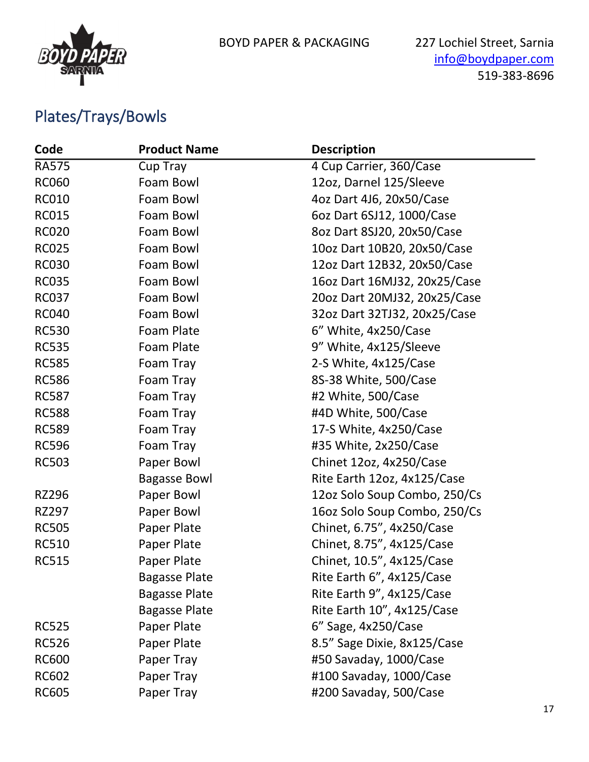BOYD PAPER & PACKAGING

227 Lochiel Street, Sarnia
info@boydpaper.com
519-383-8696

## Plates/Trays/Bowls

| Code | Product Name | Description |
|---|---|---|
| RA575 | Cup Tray | 4 Cup Carrier, 360/Case |
| RC060 | Foam Bowl | 12oz, Darnel 125/Sleeve |
| RC010 | Foam Bowl | 4oz Dart 4J6, 20x50/Case |
| RC015 | Foam Bowl | 6oz Dart 6SJ12, 1000/Case |
| RC020 | Foam Bowl | 8oz Dart 8SJ20, 20x50/Case |
| RC025 | Foam Bowl | 10oz Dart 10B20, 20x50/Case |
| RC030 | Foam Bowl | 12oz Dart 12B32, 20x50/Case |
| RC035 | Foam Bowl | 16oz Dart 16MJ32, 20x25/Case |
| RC037 | Foam Bowl | 20oz Dart 20MJ32, 20x25/Case |
| RC040 | Foam Bowl | 32oz Dart 32TJ32, 20x25/Case |
| RC530 | Foam Plate | 6" White, 4x250/Case |
| RC535 | Foam Plate | 9" White, 4x125/Sleeve |
| RC585 | Foam Tray | 2-S White, 4x125/Case |
| RC586 | Foam Tray | 8S-38 White, 500/Case |
| RC587 | Foam Tray | #2 White, 500/Case |
| RC588 | Foam Tray | #4D White, 500/Case |
| RC589 | Foam Tray | 17-S White, 4x250/Case |
| RC596 | Foam Tray | #35 White, 2x250/Case |
| RC503 | Paper Bowl | Chinet 12oz, 4x250/Case |
| | Bagasse Bowl | Rite Earth 12oz, 4x125/Case |
| RZ296 | Paper Bowl | 12oz Solo Soup Combo, 250/Cs |
| RZ297 | Paper Bowl | 16oz Solo Soup Combo, 250/Cs |
| RC505 | Paper Plate | Chinet, 6.75", 4x250/Case |
| RC510 | Paper Plate | Chinet, 8.75", 4x125/Case |
| RC515 | Paper Plate | Chinet, 10.5", 4x125/Case |
| | Bagasse Plate | Rite Earth 6", 4x125/Case |
| | Bagasse Plate | Rite Earth 9", 4x125/Case |
| | Bagasse Plate | Rite Earth 10", 4x125/Case |
| RC525 | Paper Plate | 6" Sage, 4x250/Case |
| RC526 | Paper Plate | 8.5" Sage Dixie, 8x125/Case |
| RC600 | Paper Tray | #50 Savaday, 1000/Case |
| RC602 | Paper Tray | #100 Savaday, 1000/Case |
| RC605 | Paper Tray | #200 Savaday, 500/Case |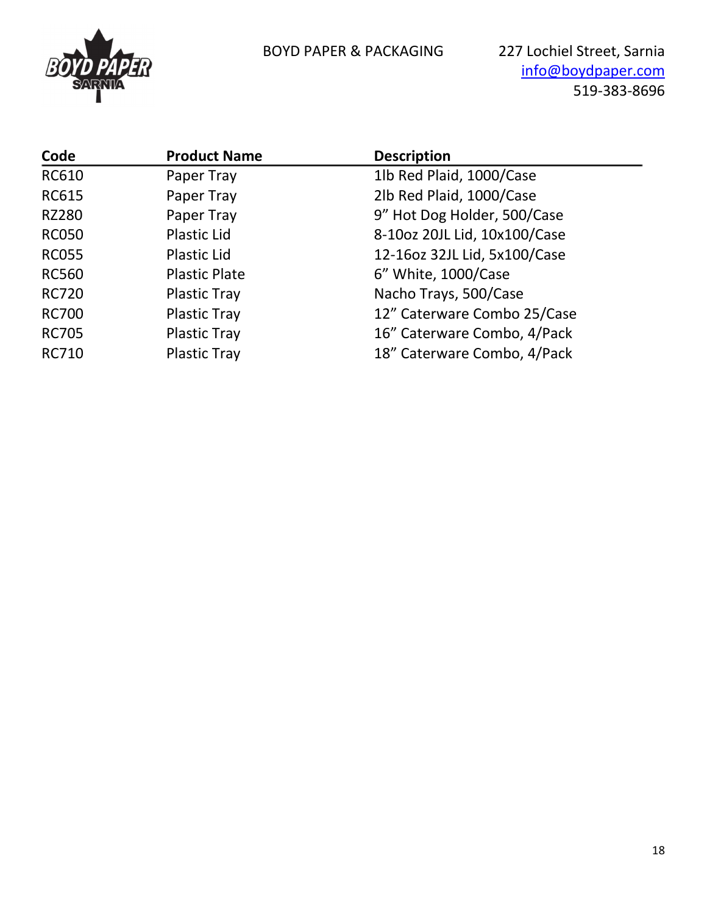BOYD PAPER & PACKAGING

227 Lochiel Street, Sarnia
info@boydpaper.com
519-383-8696

| Code | Product Name | Description |
|---|---|---|
| RC610 | Paper Tray | 1lb Red Plaid, 1000/Case |
| RC615 | Paper Tray | 2lb Red Plaid, 1000/Case |
| RZ280 | Paper Tray | 9” Hot Dog Holder, 500/Case |
| RC050 | Plastic Lid | 8-10oz 20JL Lid, 10x100/Case |
| RC055 | Plastic Lid | 12-16oz 32JL Lid, 5x100/Case |
| RC560 | Plastic Plate | 6” White, 1000/Case |
| RC720 | Plastic Tray | Nacho Trays, 500/Case |
| RC700 | Plastic Tray | 12” Caterware Combo 25/Case |
| RC705 | Plastic Tray | 16” Caterware Combo, 4/Pack |
| RC710 | Plastic Tray | 18” Caterware Combo, 4/Pack |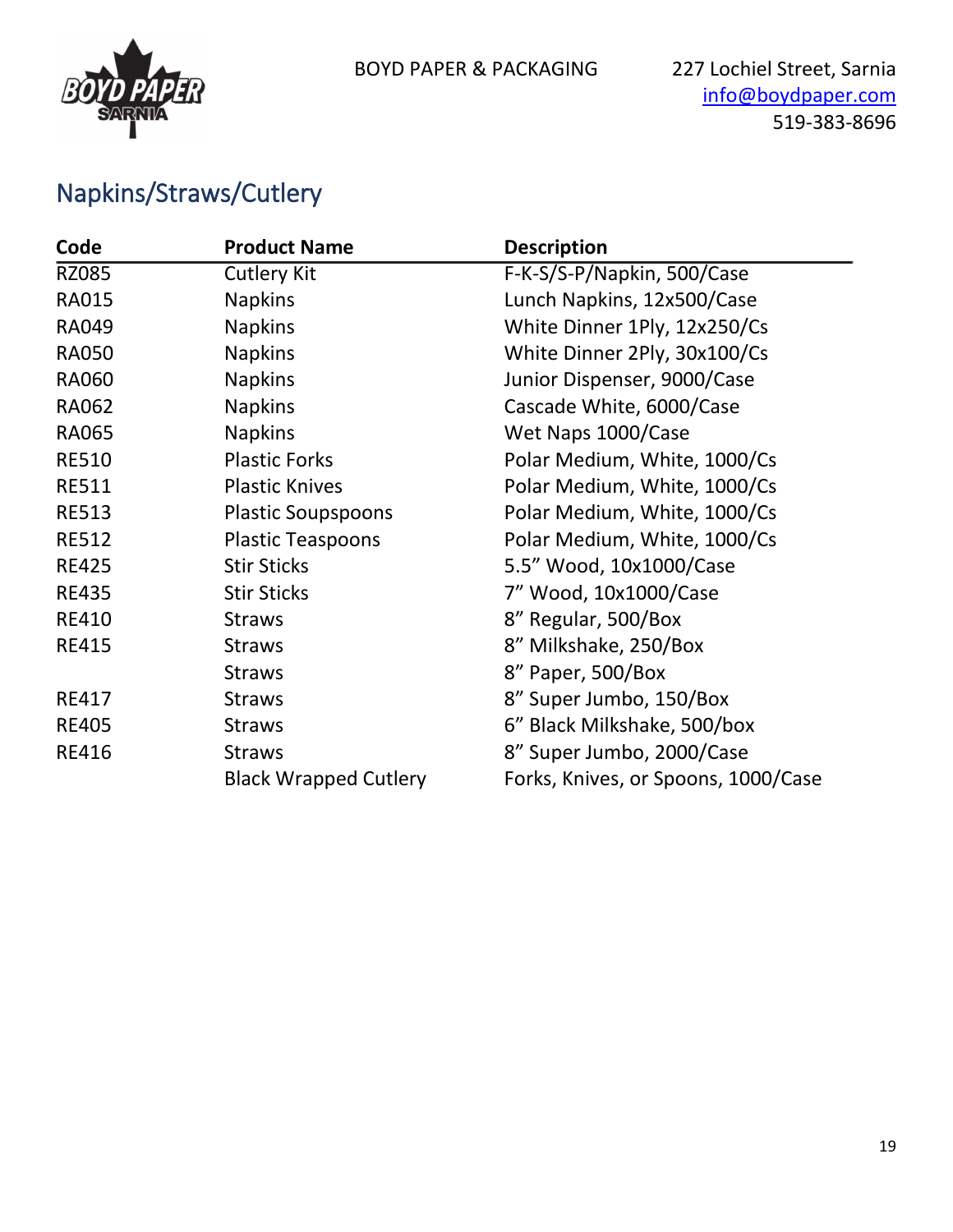BOYD PAPER & PACKAGING

227 Lochiel Street, Sarnia
info@boydpaper.com
519-383-8696

## Napkins/Straws/Cutlery

| Code | Product Name | Description |
| --- | --- | --- |
| RZ085 | Cutlery Kit | F-K-S/S-P/Napkin, 500/Case |
| RA015 | Napkins | Lunch Napkins, 12x500/Case |
| RA049 | Napkins | White Dinner 1Ply, 12x250/Cs |
| RA050 | Napkins | White Dinner 2Ply, 30x100/Cs |
| RA060 | Napkins | Junior Dispenser, 9000/Case |
| RA062 | Napkins | Cascade White, 6000/Case |
| RA065 | Napkins | Wet Naps 1000/Case |
| RE510 | Plastic Forks | Polar Medium, White, 1000/Cs |
| RE511 | Plastic Knives | Polar Medium, White, 1000/Cs |
| RE513 | Plastic Soupspoons | Polar Medium, White, 1000/Cs |
| RE512 | Plastic Teaspoons | Polar Medium, White, 1000/Cs |
| RE425 | Stir Sticks | 5.5" Wood, 10x1000/Case |
| RE435 | Stir Sticks | 7" Wood, 10x1000/Case |
| RE410 | Straws | 8" Regular, 500/Box |
| RE415 | Straws | 8" Milkshake, 250/Box |
| | Straws | 8" Paper, 500/Box |
| RE417 | Straws | 8" Super Jumbo, 150/Box |
| RE405 | Straws | 6" Black Milkshake, 500/box |
| RE416 | Straws | 8" Super Jumbo, 2000/Case |
| | Black Wrapped Cutlery | Forks, Knives, or Spoons, 1000/Case |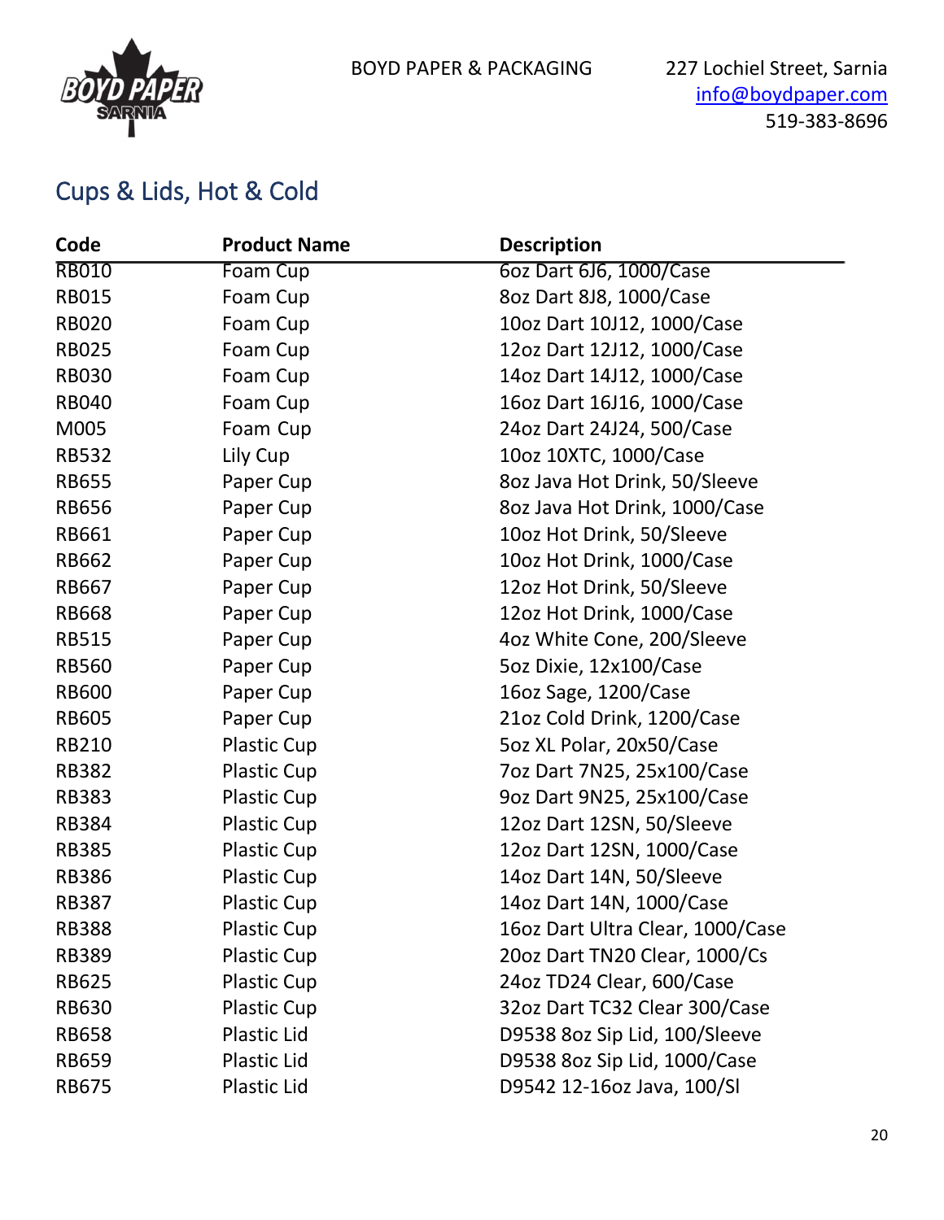BOYD PAPER & PACKAGING

227 Lochiel Street, Sarnia
info@boydpaper.com
519-383-8696

## Cups & Lids, Hot & Cold

| Code | Product Name | Description |
|---|---|---|
| RB010 | Foam Cup | 6oz Dart 6J6, 1000/Case |
| RB015 | Foam Cup | 8oz Dart 8J8, 1000/Case |
| RB020 | Foam Cup | 10oz Dart 10J12, 1000/Case |
| RB025 | Foam Cup | 12oz Dart 12J12, 1000/Case |
| RB030 | Foam Cup | 14oz Dart 14J12, 1000/Case |
| RB040 | Foam Cup | 16oz Dart 16J16, 1000/Case |
| M005 | Foam Cup | 24oz Dart 24J24, 500/Case |
| RB532 | Lily Cup | 10oz 10XTC, 1000/Case |
| RB655 | Paper Cup | 8oz Java Hot Drink, 50/Sleeve |
| RB656 | Paper Cup | 8oz Java Hot Drink, 1000/Case |
| RB661 | Paper Cup | 10oz Hot Drink, 50/Sleeve |
| RB662 | Paper Cup | 10oz Hot Drink, 1000/Case |
| RB667 | Paper Cup | 12oz Hot Drink, 50/Sleeve |
| RB668 | Paper Cup | 12oz Hot Drink, 1000/Case |
| RB515 | Paper Cup | 4oz White Cone, 200/Sleeve |
| RB560 | Paper Cup | 5oz Dixie, 12x100/Case |
| RB600 | Paper Cup | 16oz Sage, 1200/Case |
| RB605 | Paper Cup | 21oz Cold Drink, 1200/Case |
| RB210 | Plastic Cup | 5oz XL Polar, 20x50/Case |
| RB382 | Plastic Cup | 7oz Dart 7N25, 25x100/Case |
| RB383 | Plastic Cup | 9oz Dart 9N25, 25x100/Case |
| RB384 | Plastic Cup | 12oz Dart 12SN, 50/Sleeve |
| RB385 | Plastic Cup | 12oz Dart 12SN, 1000/Case |
| RB386 | Plastic Cup | 14oz Dart 14N, 50/Sleeve |
| RB387 | Plastic Cup | 14oz Dart 14N, 1000/Case |
| RB388 | Plastic Cup | 16oz Dart Ultra Clear, 1000/Case |
| RB389 | Plastic Cup | 20oz Dart TN20 Clear, 1000/Cs |
| RB625 | Plastic Cup | 24oz TD24 Clear, 600/Case |
| RB630 | Plastic Cup | 32oz Dart TC32 Clear 300/Case |
| RB658 | Plastic Lid | D9538 8oz Sip Lid, 100/Sleeve |
| RB659 | Plastic Lid | D9538 8oz Sip Lid, 1000/Case |
| RB675 | Plastic Lid | D9542 12-16oz Java, 100/Sl |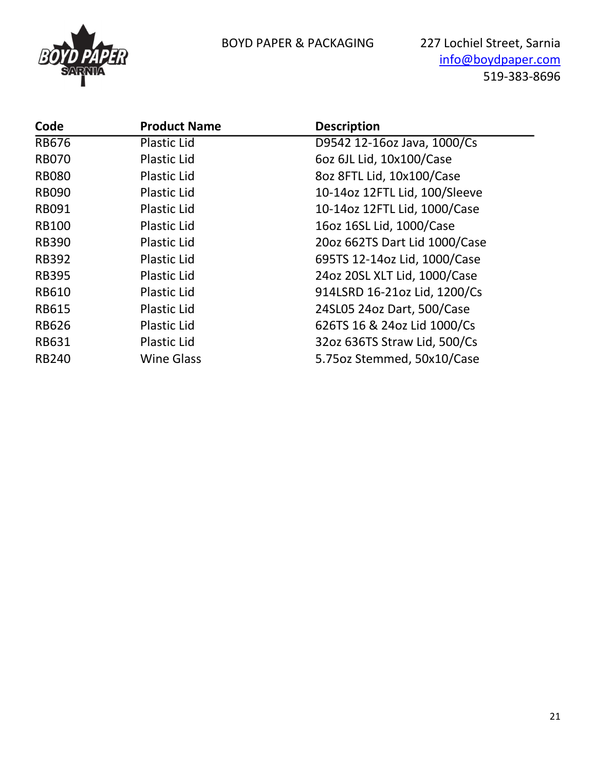BOYD PAPER & PACKAGING

227 Lochiel Street, Sarnia
info@boydpaper.com
519-383-8696

| Code | Product Name | Description |
|---|---|---|
| RB676 | Plastic Lid | D9542 12-16oz Java, 1000/Cs |
| RB070 | Plastic Lid | 6oz 6JL Lid, 10x100/Case |
| RB080 | Plastic Lid | 8oz 8FTL Lid, 10x100/Case |
| RB090 | Plastic Lid | 10-14oz 12FTL Lid, 100/Sleeve |
| RB091 | Plastic Lid | 10-14oz 12FTL Lid, 1000/Case |
| RB100 | Plastic Lid | 16oz 16SL Lid, 1000/Case |
| RB390 | Plastic Lid | 20oz 662TS Dart Lid 1000/Case |
| RB392 | Plastic Lid | 695TS 12-14oz Lid, 1000/Case |
| RB395 | Plastic Lid | 24oz 20SL XLT Lid, 1000/Case |
| RB610 | Plastic Lid | 914LSRD 16-21oz Lid, 1200/Cs |
| RB615 | Plastic Lid | 24SL05 24oz Dart, 500/Case |
| RB626 | Plastic Lid | 626TS 16 & 24oz Lid 1000/Cs |
| RB631 | Plastic Lid | 32oz 636TS Straw Lid, 500/Cs |
| RB240 | Wine Glass | 5.75oz Stemmed, 50x10/Case |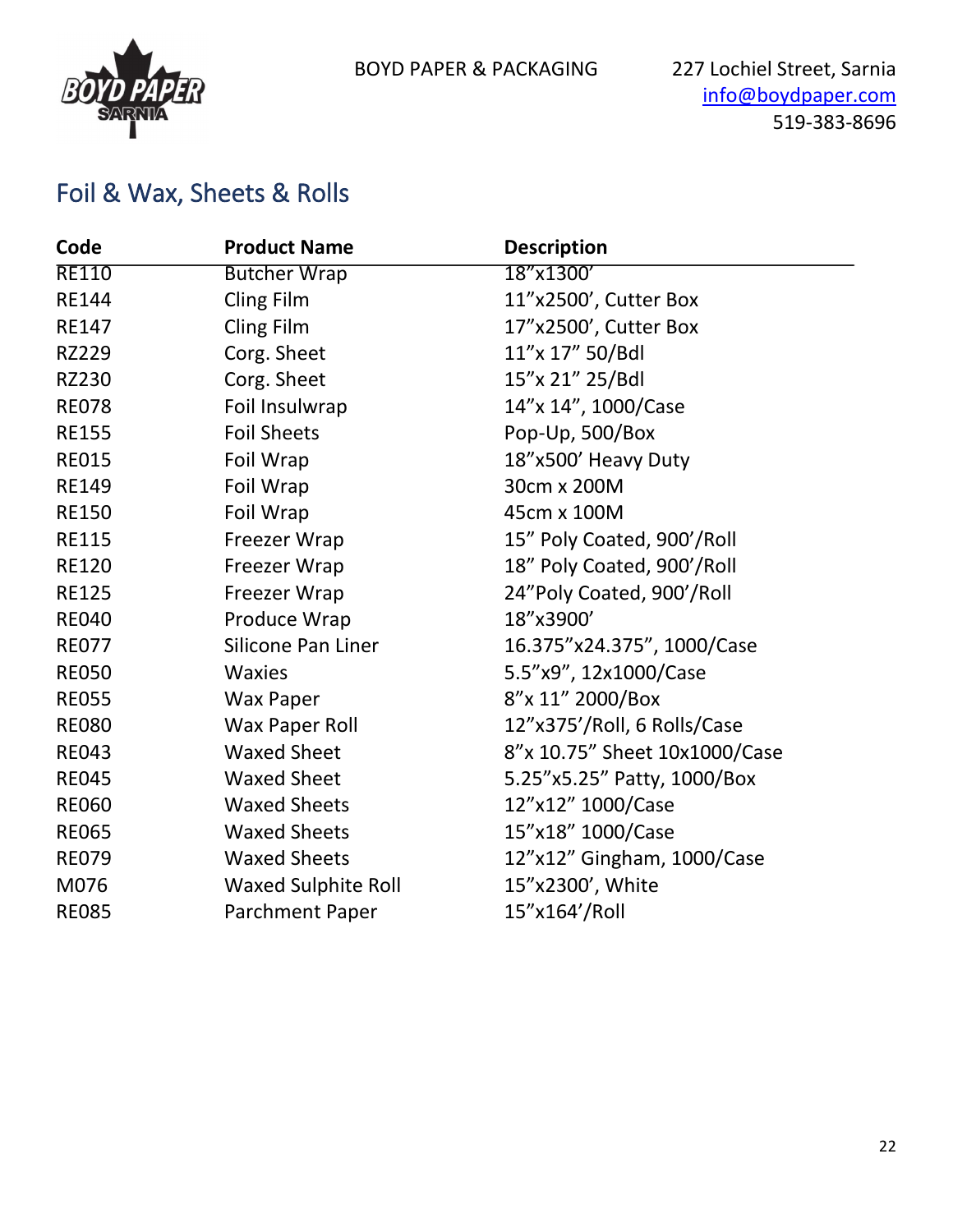BOYD PAPER & PACKAGING

227 Lochiel Street, Sarnia
info@boydpaper.com
519-383-8696

## Foil & Wax, Sheets & Rolls

| Code | Product Name | Description |
|---|---|---|
| RE110 | Butcher Wrap | 18"x1300' |
| RE144 | Cling Film | 11"x2500', Cutter Box |
| RE147 | Cling Film | 17"x2500', Cutter Box |
| RZ229 | Corg. Sheet | 11"x 17" 50/Bdl |
| RZ230 | Corg. Sheet | 15"x 21" 25/Bdl |
| RE078 | Foil Insulwrap | 14"x 14", 1000/Case |
| RE155 | Foil Sheets | Pop-Up, 500/Box |
| RE015 | Foil Wrap | 18"x500' Heavy Duty |
| RE149 | Foil Wrap | 30cm x 200M |
| RE150 | Foil Wrap | 45cm x 100M |
| RE115 | Freezer Wrap | 15" Poly Coated, 900'/Roll |
| RE120 | Freezer Wrap | 18" Poly Coated, 900'/Roll |
| RE125 | Freezer Wrap | 24"Poly Coated, 900'/Roll |
| RE040 | Produce Wrap | 18"x3900' |
| RE077 | Silicone Pan Liner | 16.375"x24.375", 1000/Case |
| RE050 | Waxies | 5.5"x9", 12x1000/Case |
| RE055 | Wax Paper | 8"x 11" 2000/Box |
| RE080 | Wax Paper Roll | 12"x375'/Roll, 6 Rolls/Case |
| RE043 | Waxed Sheet | 8"x 10.75" Sheet 10x1000/Case |
| RE045 | Waxed Sheet | 5.25"x5.25" Patty, 1000/Box |
| RE060 | Waxed Sheets | 12"x12" 1000/Case |
| RE065 | Waxed Sheets | 15"x18" 1000/Case |
| RE079 | Waxed Sheets | 12"x12" Gingham, 1000/Case |
| M076 | Waxed Sulphite Roll | 15"x2300', White |
| RE085 | Parchment Paper | 15"x164'/Roll |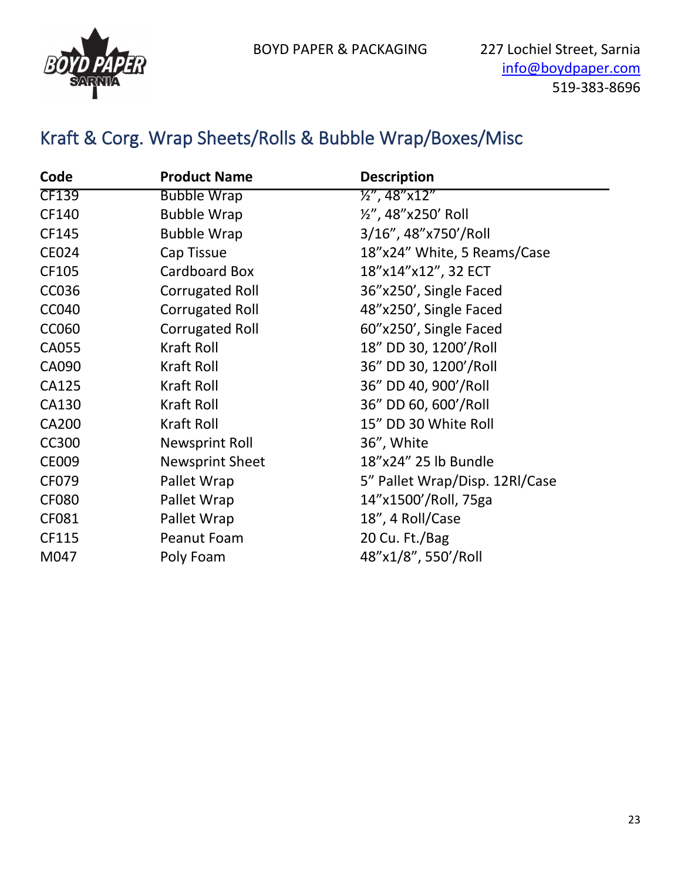BOYD PAPER & PACKAGING

227 Lochiel Street, Sarnia
info@boydpaper.com
519-383-8696

## Kraft & Corg. Wrap Sheets/Rolls & Bubble Wrap/Boxes/Misc

| Code | Product Name | Description |
|---|---|---|
| CF139 | Bubble Wrap | ½", 48"x12" |
| CF140 | Bubble Wrap | ½", 48"x250' Roll |
| CF145 | Bubble Wrap | 3/16", 48"x750'/Roll |
| CE024 | Cap Tissue | 18"x24" White, 5 Reams/Case |
| CF105 | Cardboard Box | 18"x14"x12", 32 ECT |
| CC036 | Corrugated Roll | 36"x250', Single Faced |
| CC040 | Corrugated Roll | 48"x250', Single Faced |
| CC060 | Corrugated Roll | 60"x250', Single Faced |
| CA055 | Kraft Roll | 18" DD 30, 1200'/Roll |
| CA090 | Kraft Roll | 36" DD 30, 1200'/Roll |
| CA125 | Kraft Roll | 36" DD 40, 900'/Roll |
| CA130 | Kraft Roll | 36" DD 60, 600'/Roll |
| CA200 | Kraft Roll | 15" DD 30 White Roll |
| CC300 | Newsprint Roll | 36", White |
| CE009 | Newsprint Sheet | 18"x24" 25 lb Bundle |
| CF079 | Pallet Wrap | 5" Pallet Wrap/Disp. 12Rl/Case |
| CF080 | Pallet Wrap | 14"x1500'/Roll, 75ga |
| CF081 | Pallet Wrap | 18", 4 Roll/Case |
| CF115 | Peanut Foam | 20 Cu. Ft./Bag |
| M047 | Poly Foam | 48"x1/8", 550'/Roll |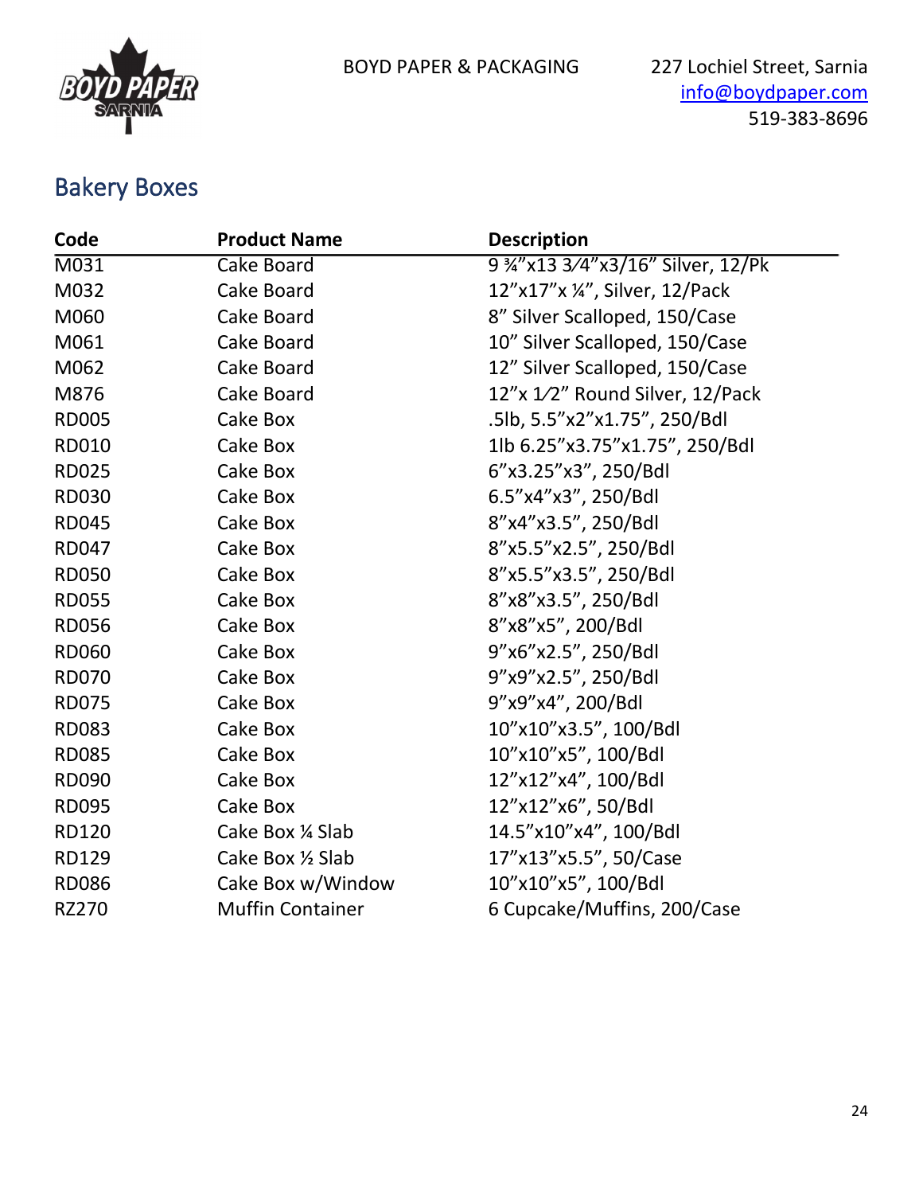BOYD PAPER & PACKAGING

227 Lochiel Street, Sarnia
info@boydpaper.com
519-383-8696

## Bakery Boxes

| Code | Product Name | Description |
|---|---|---|
| M031 | Cake Board | 9 ¾”x13 3⁄4”x3/16” Silver, 12/Pk |
| M032 | Cake Board | 12”x17”x ¼”, Silver, 12/Pack |
| M060 | Cake Board | 8” Silver Scalloped, 150/Case |
| M061 | Cake Board | 10” Silver Scalloped, 150/Case |
| M062 | Cake Board | 12” Silver Scalloped, 150/Case |
| M876 | Cake Board | 12”x 1⁄2” Round Silver, 12/Pack |
| RD005 | Cake Box | .5lb, 5.5”x2”x1.75”, 250/Bdl |
| RD010 | Cake Box | 1lb 6.25”x3.75”x1.75”, 250/Bdl |
| RD025 | Cake Box | 6”x3.25”x3”, 250/Bdl |
| RD030 | Cake Box | 6.5”x4”x3”, 250/Bdl |
| RD045 | Cake Box | 8”x4”x3.5”, 250/Bdl |
| RD047 | Cake Box | 8”x5.5”x2.5”, 250/Bdl |
| RD050 | Cake Box | 8”x5.5”x3.5”, 250/Bdl |
| RD055 | Cake Box | 8”x8”x3.5”, 250/Bdl |
| RD056 | Cake Box | 8”x8”x5”, 200/Bdl |
| RD060 | Cake Box | 9”x6”x2.5”, 250/Bdl |
| RD070 | Cake Box | 9”x9”x2.5”, 250/Bdl |
| RD075 | Cake Box | 9”x9”x4”, 200/Bdl |
| RD083 | Cake Box | 10”x10”x3.5”, 100/Bdl |
| RD085 | Cake Box | 10”x10”x5”, 100/Bdl |
| RD090 | Cake Box | 12”x12”x4”, 100/Bdl |
| RD095 | Cake Box | 12”x12”x6”, 50/Bdl |
| RD120 | Cake Box ¼ Slab | 14.5”x10”x4”, 100/Bdl |
| RD129 | Cake Box ½ Slab | 17”x13”x5.5”, 50/Case |
| RD086 | Cake Box w/Window | 10”x10”x5”, 100/Bdl |
| RZ270 | Muffin Container | 6 Cupcake/Muffins, 200/Case |